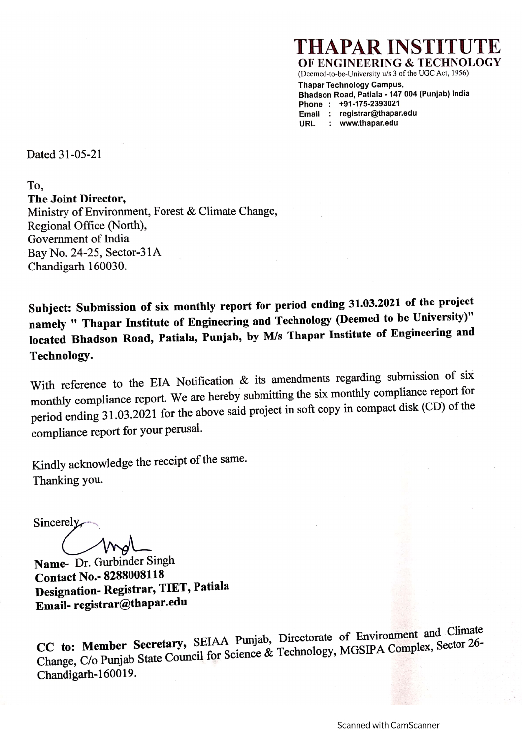# THAPAR INSTITUTE

**OF ENGINEERING & TECHNOLOGY**

(Deemed-to-be-University u/s 3 of the UGC Act, 1956)

**Thapar Technology Campus,**
**Bhadson Road, Patiala - 147 004 (Punjab) India**
**Phone : +91-175-2393021**
**Email : registrar@thapar.edu**
**URL : www.thapar.edu**

Dated 31-05-21

To,
**The Joint Director,**
Ministry of Environment, Forest & Climate Change,
Regional Office (North),
Government of India
Bay No. 24-25, Sector-31A
Chandigarh 160030.

**Subject: Submission of six monthly report for period ending 31.03.2021 of the project namely " Thapar Institute of Engineering and Technology (Deemed to be University)" located Bhadson Road, Patiala, Punjab, by M/s Thapar Institute of Engineering and Technology.**

With reference to the EIA Notification & its amendments regarding submission of six monthly compliance report. We are hereby submitting the six monthly compliance report for period ending 31.03.2021 for the above said project in soft copy in compact disk (CD) of the compliance report for your perusal.

Kindly acknowledge the receipt of the same.
Thanking you.

Sincerely,

**Name-** Dr. Gurbinder Singh
**Contact No.- 8288008118**
**Designation- Registrar, TIET, Patiala**
**Email- registrar@thapar.edu**

**CC to: Member Secretary,** SEIAA Punjab, Directorate of Environment and Climate Change, C/o Punjab State Council for Science & Technology, MGSIPA Complex, Sector 26-Chandigarh-160019.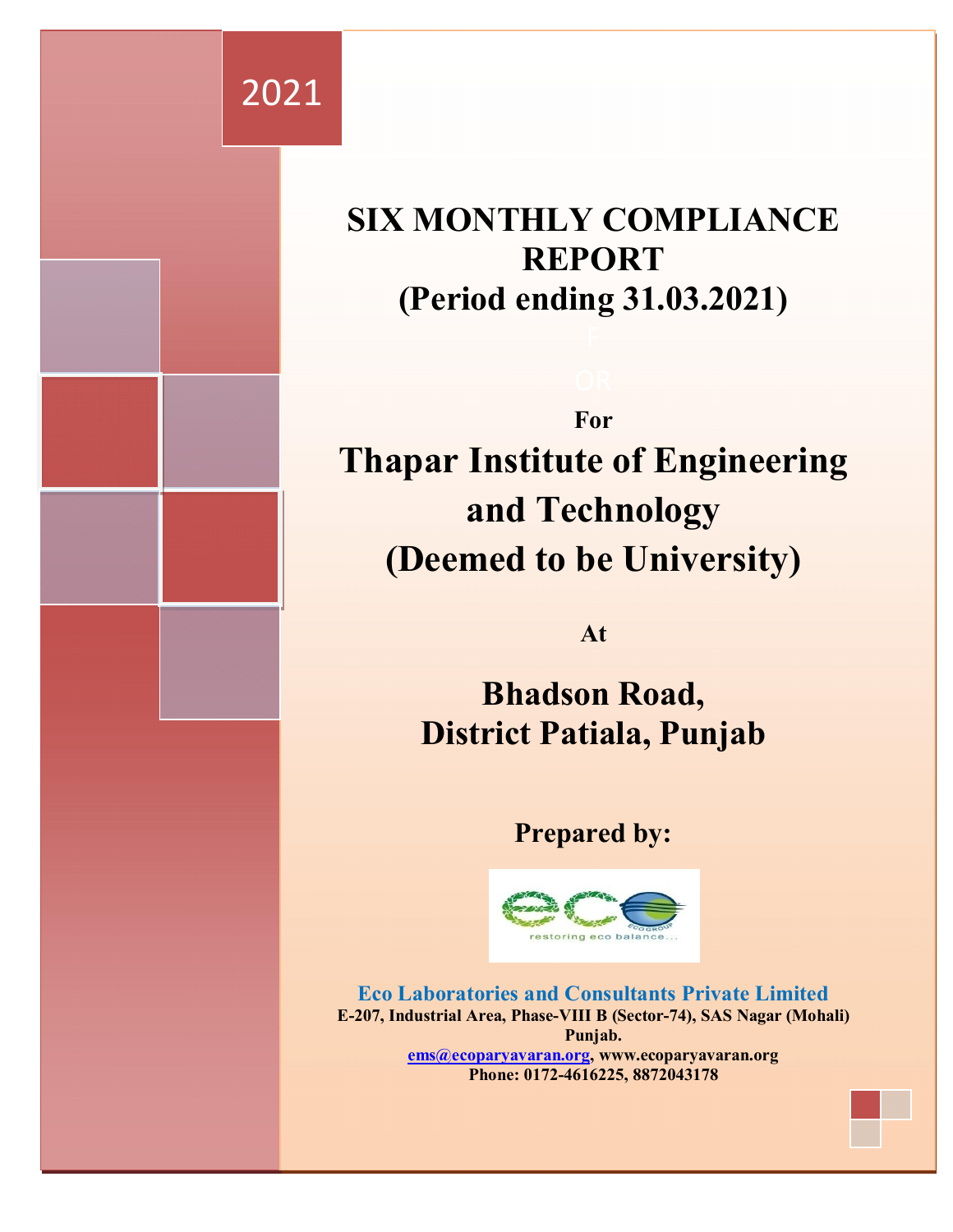2021

# SIX MONTHLY COMPLIANCE REPORT
# (Period ending 31.03.2021)

**For**

# Thapar Institute of Engineering and Technology (Deemed to be University)

**At**

## Bhadson Road, District Patiala, Punjab

**Prepared by:**

restoring eco balance...

**Eco Laboratories and Consultants Private Limited**

**E-207, Industrial Area, Phase-VIII B (Sector-74), SAS Nagar (Mohali) Punjab.**

**ems@ecoparyavaran.org, www.ecoparyavaran.org**

**Phone: 0172-4616225, 8872043178**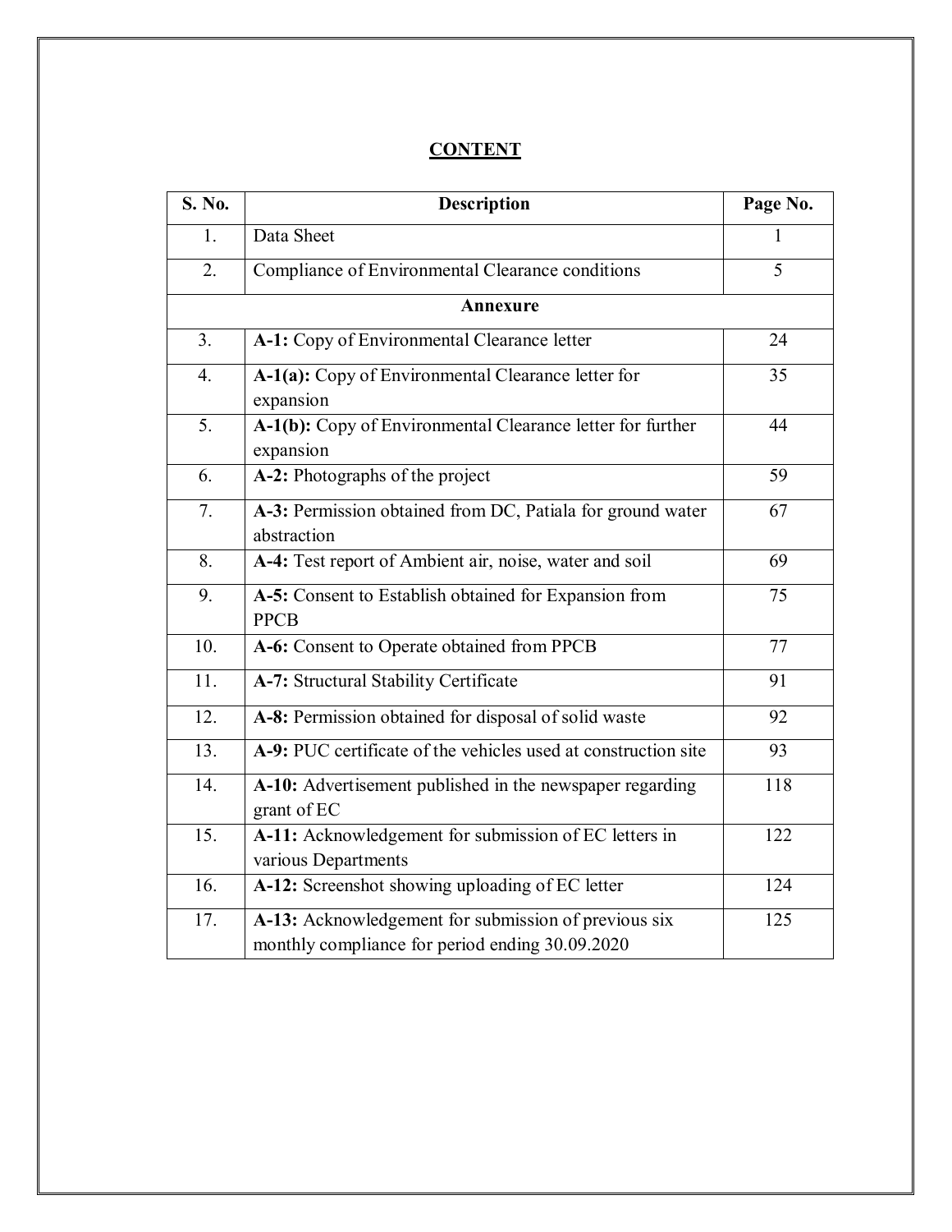# CONTENT

| S. No. | Description | Page No. |
|---|---|---|
| 1. | Data Sheet | 1 |
| 2. | Compliance of Environmental Clearance conditions | 5 |
| **Annexure** | | |
| 3. | **A-1:** Copy of Environmental Clearance letter | 24 |
| 4. | **A-1(a):** Copy of Environmental Clearance letter for expansion | 35 |
| 5. | **A-1(b):** Copy of Environmental Clearance letter for further expansion | 44 |
| 6. | **A-2:** Photographs of the project | 59 |
| 7. | **A-3:** Permission obtained from DC, Patiala for ground water abstraction | 67 |
| 8. | **A-4:** Test report of Ambient air, noise, water and soil | 69 |
| 9. | **A-5:** Consent to Establish obtained for Expansion from PPCB | 75 |
| 10. | **A-6:** Consent to Operate obtained from PPCB | 77 |
| 11. | **A-7:** Structural Stability Certificate | 91 |
| 12. | **A-8:** Permission obtained for disposal of solid waste | 92 |
| 13. | **A-9:** PUC certificate of the vehicles used at construction site | 93 |
| 14. | **A-10:** Advertisement published in the newspaper regarding grant of EC | 118 |
| 15. | **A-11:** Acknowledgement for submission of EC letters in various Departments | 122 |
| 16. | **A-12:** Screenshot showing uploading of EC letter | 124 |
| 17. | **A-13:** Acknowledgement for submission of previous six monthly compliance for period ending 30.09.2020 | 125 |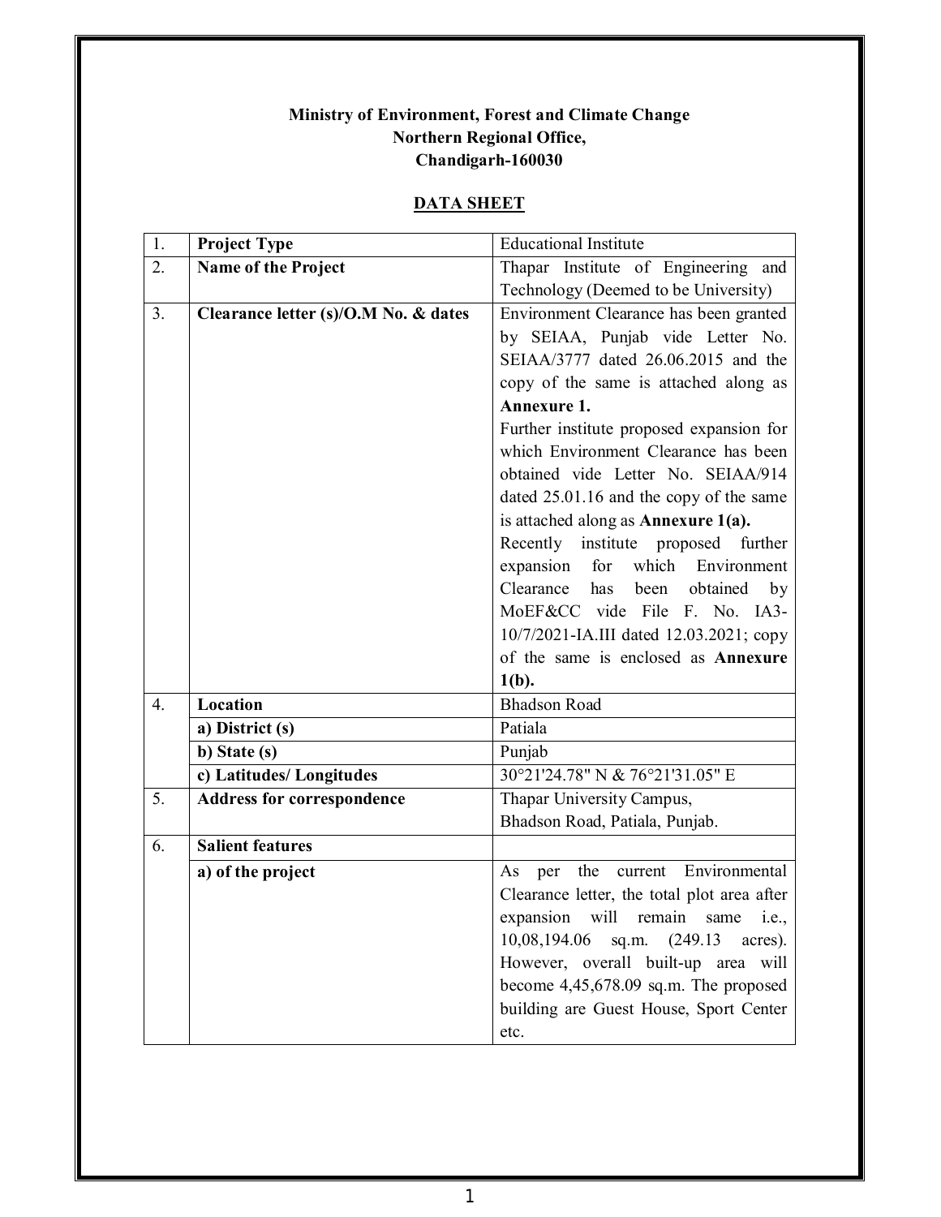**Ministry of Environment, Forest and Climate Change**
**Northern Regional Office,**
**Chandigarh-160030**

**DATA SHEET**

| | | |
|---|---|---|
| 1. | **Project Type** | Educational Institute |
| 2. | **Name of the Project** | Thapar Institute of Engineering and Technology (Deemed to be University) |
| 3. | **Clearance letter (s)/O.M No. & dates** | Environment Clearance has been granted by SEIAA, Punjab vide Letter No. SEIAA/3777 dated 26.06.2015 and the copy of the same is attached along as **Annexure 1.** Further institute proposed expansion for which Environment Clearance has been obtained vide Letter No. SEIAA/914 dated 25.01.16 and the copy of the same is attached along as **Annexure 1(a).** Recently institute proposed further expansion for which Environment Clearance has been obtained by MoEF&CC vide File F. No. IA3-10/7/2021-IA.III dated 12.03.2021; copy of the same is enclosed as **Annexure 1(b).** |
| 4. | **Location** | Bhadson Road |
| | **a) District (s)** | Patiala |
| | **b) State (s)** | Punjab |
| | **c) Latitudes/ Longitudes** | 30°21'24.78" N & 76°21'31.05" E |
| 5. | **Address for correspondence** | Thapar University Campus, Bhadson Road, Patiala, Punjab. |
| 6. | **Salient features** | |
| | **a) of the project** | As per the current Environmental Clearance letter, the total plot area after expansion will remain same i.e., 10,08,194.06 sq.m. (249.13 acres). However, overall built-up area will become 4,45,678.09 sq.m. The proposed building are Guest House, Sport Center etc. |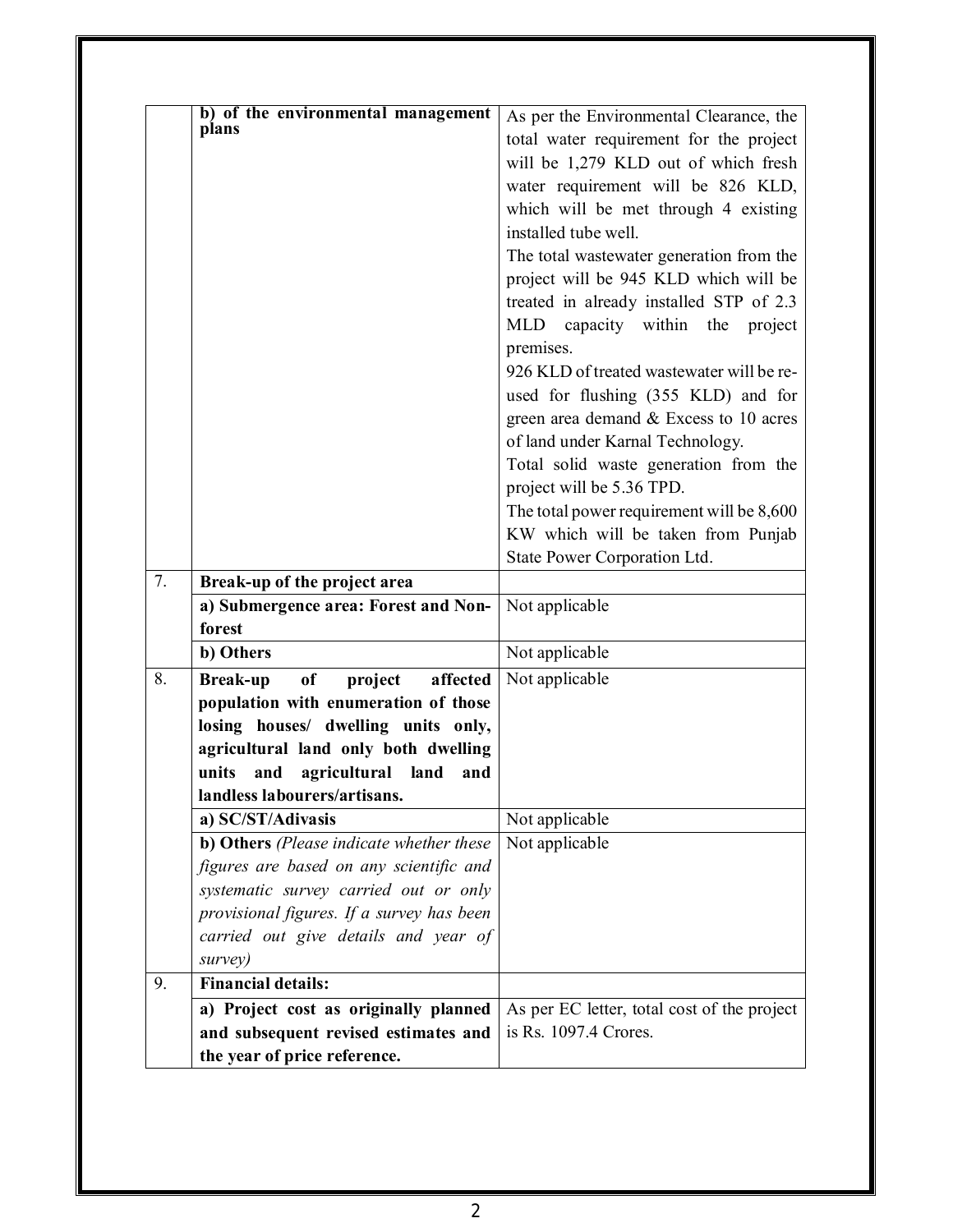|  |  |  |
|---|---|---|
|  | **b) of the environmental management plans** | As per the Environmental Clearance, the total water requirement for the project will be 1,279 KLD out of which fresh water requirement will be 826 KLD, which will be met through 4 existing installed tube well.<br>The total wastewater generation from the project will be 945 KLD which will be treated in already installed STP of 2.3 MLD capacity within the project premises.<br>926 KLD of treated wastewater will be re-used for flushing (355 KLD) and for green area demand & Excess to 10 acres of land under Karnal Technology.<br>Total solid waste generation from the project will be 5.36 TPD.<br>The total power requirement will be 8,600 KW which will be taken from Punjab State Power Corporation Ltd. |
| 7. | **Break-up of the project area** |  |
|  | **a) Submergence area: Forest and Non-forest** | Not applicable |
|  | **b) Others** | Not applicable |
| 8. | **Break-up of project affected population with enumeration of those losing houses/ dwelling units only, agricultural land only both dwelling units and agricultural land and landless labourers/artisans.** | Not applicable |
|  | **a) SC/ST/Adivasis** | Not applicable |
|  | **b) Others** *(Please indicate whether these figures are based on any scientific and systematic survey carried out or only provisional figures. If a survey has been carried out give details and year of survey)* | Not applicable |
| 9. | **Financial details:** |  |
|  | **a) Project cost as originally planned and subsequent revised estimates and the year of price reference.** | As per EC letter, total cost of the project is Rs. 1097.4 Crores. |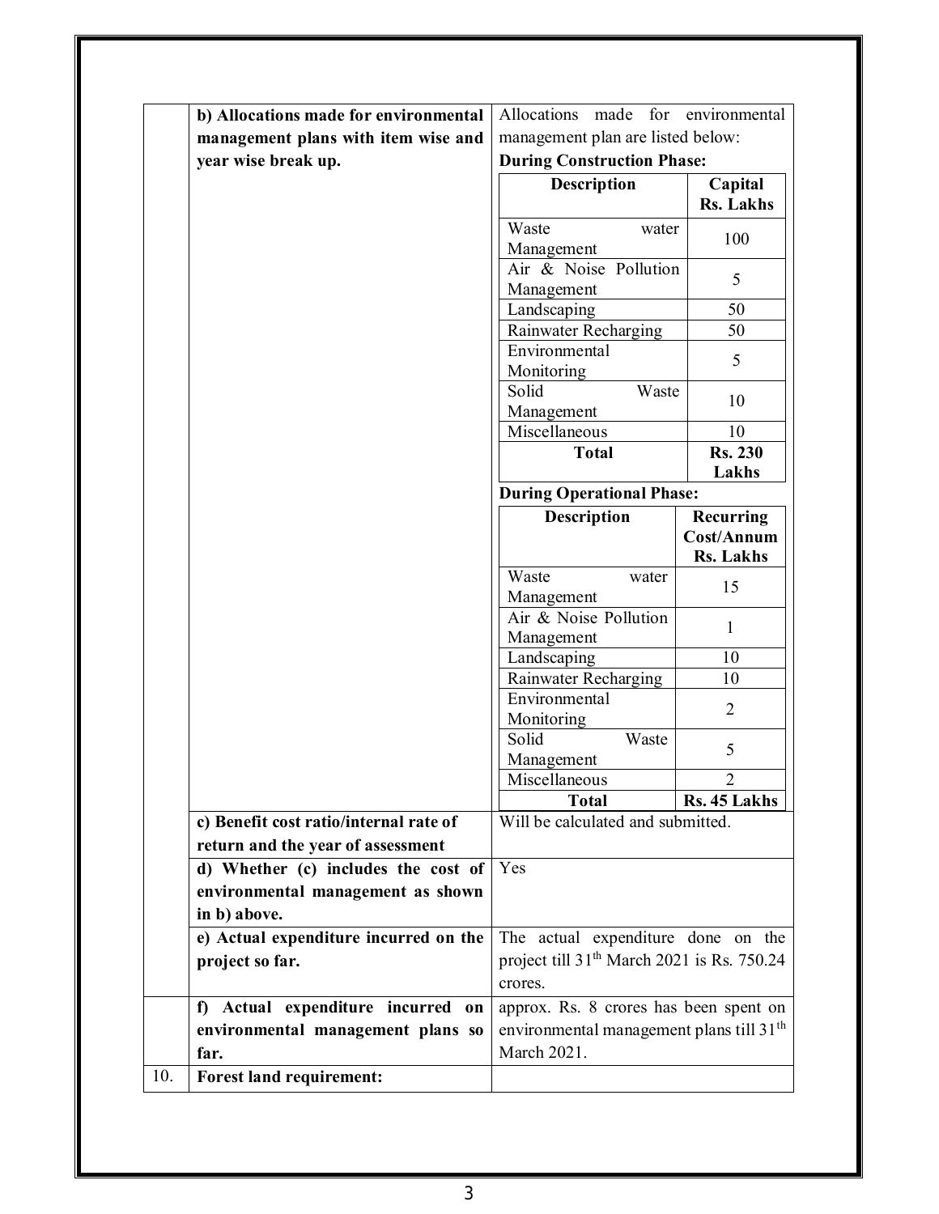| | | |
|---|---|---|
| | **b) Allocations made for environmental management plans with item wise and year wise break up.** | Allocations made for environmental management plan are listed below:<br>**During Construction Phase:**<br><br>**Description** / **Capital Rs. Lakhs**<br>Waste water Management: 100<br>Air & Noise Pollution Management: 5<br>Landscaping: 50<br>Rainwater Recharging: 50<br>Environmental Monitoring: 5<br>Solid Waste Management: 10<br>Miscellaneous: 10<br>**Total: Rs. 230 Lakhs**<br><br>**During Operational Phase:**<br><br>**Description** / **Recurring Cost/Annum Rs. Lakhs**<br>Waste water Management: 15<br>Air & Noise Pollution Management: 1<br>Landscaping: 10<br>Rainwater Recharging: 10<br>Environmental Monitoring: 2<br>Solid Waste Management: 5<br>Miscellaneous: 2<br>**Total: Rs. 45 Lakhs** |
| | **c) Benefit cost ratio/internal rate of return and the year of assessment** | Will be calculated and submitted. |
| | **d) Whether (c) includes the cost of environmental management as shown in b) above.** | Yes |
| | **e) Actual expenditure incurred on the project so far.** | The actual expenditure done on the project till 31th March 2021 is Rs. 750.24 crores. |
| | **f) Actual expenditure incurred on environmental management plans so far.** | approx. Rs. 8 crores has been spent on environmental management plans till 31th March 2021. |
| 10. | **Forest land requirement:** | |

**During Construction Phase:**

| Description | Capital Rs. Lakhs |
|---|---|
| Waste water Management | 100 |
| Air & Noise Pollution Management | 5 |
| Landscaping | 50 |
| Rainwater Recharging | 50 |
| Environmental Monitoring | 5 |
| Solid Waste Management | 10 |
| Miscellaneous | 10 |
| **Total** | **Rs. 230 Lakhs** |

**During Operational Phase:**

| Description | Recurring Cost/Annum Rs. Lakhs |
|---|---|
| Waste water Management | 15 |
| Air & Noise Pollution Management | 1 |
| Landscaping | 10 |
| Rainwater Recharging | 10 |
| Environmental Monitoring | 2 |
| Solid Waste Management | 5 |
| Miscellaneous | 2 |
| **Total** | **Rs. 45 Lakhs** |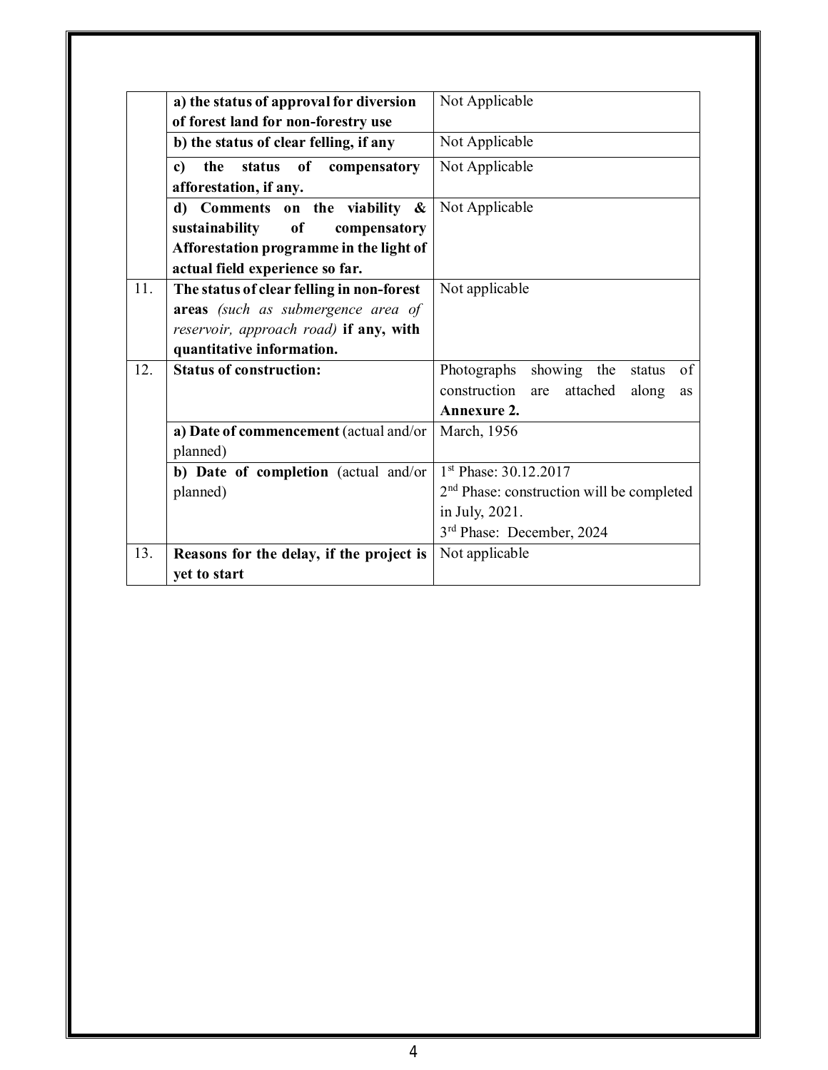| | | |
|---|---|---|
| | **a) the status of approval for diversion of forest land for non-forestry use** | Not Applicable |
| | **b) the status of clear felling, if any** | Not Applicable |
| | **c) the status of compensatory afforestation, if any.** | Not Applicable |
| | **d) Comments on the viability & sustainability of compensatory Afforestation programme in the light of actual field experience so far.** | Not Applicable |
| 11. | **The status of clear felling in non-forest areas** *(such as submergence area of reservoir, approach road)* **if any, with quantitative information.** | Not applicable |
| 12. | **Status of construction:** | Photographs showing the status of construction are attached along as **Annexure 2.** |
| | **a) Date of commencement** (actual and/or planned) | March, 1956 |
| | **b) Date of completion** (actual and/or planned) | 1st Phase: 30.12.2017<br>2nd Phase: construction will be completed in July, 2021.<br>3rd Phase: December, 2024 |
| 13. | **Reasons for the delay, if the project is yet to start** | Not applicable |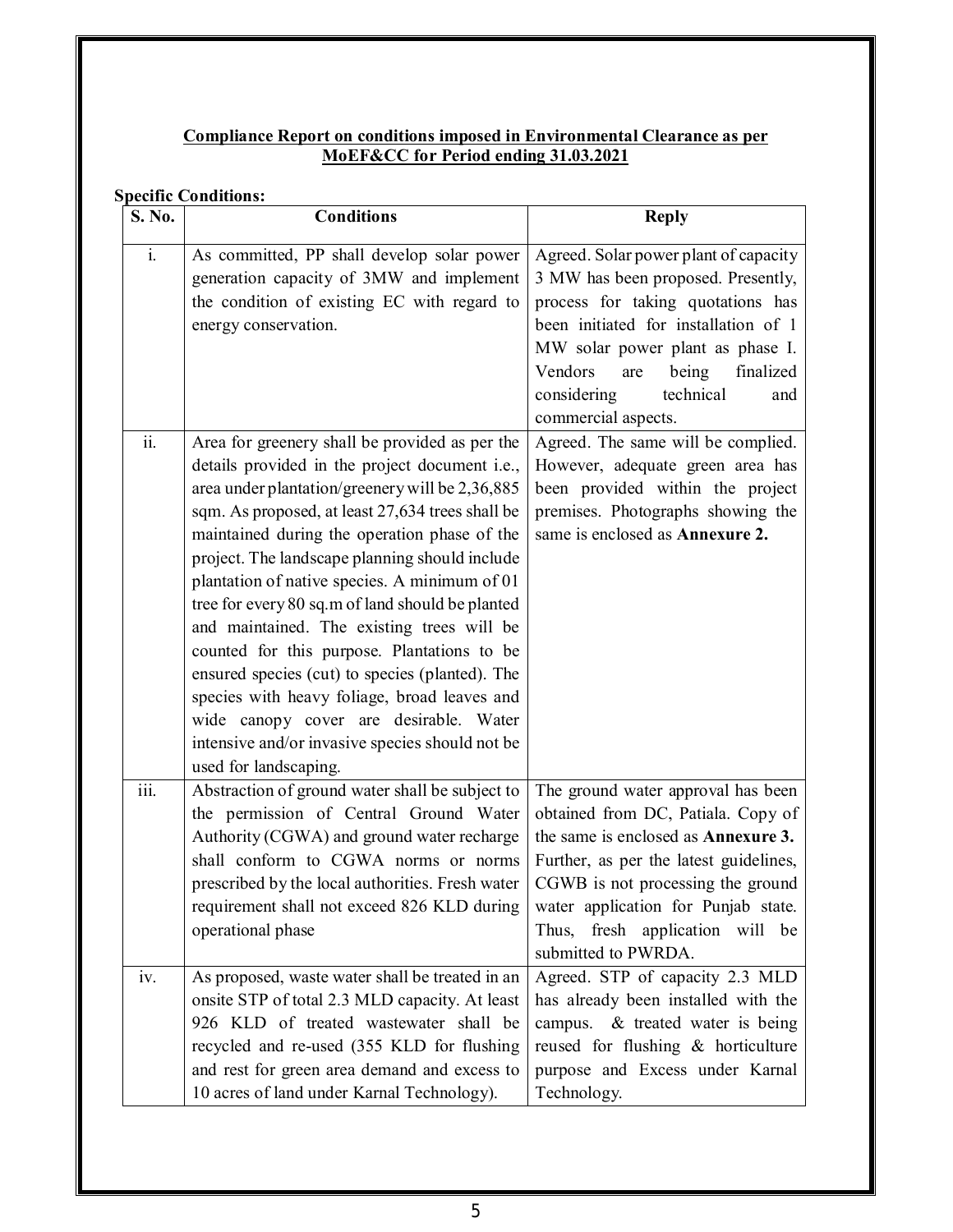## Compliance Report on conditions imposed in Environmental Clearance as per MoEF&CC for Period ending 31.03.2021

**Specific Conditions:**

| S. No. | Conditions | Reply |
|---|---|---|
| i. | As committed, PP shall develop solar power generation capacity of 3MW and implement the condition of existing EC with regard to energy conservation. | Agreed. Solar power plant of capacity 3 MW has been proposed. Presently, process for taking quotations has been initiated for installation of 1 MW solar power plant as phase I. Vendors are being finalized considering technical and commercial aspects. |
| ii. | Area for greenery shall be provided as per the details provided in the project document i.e., area under plantation/greenery will be 2,36,885 sqm. As proposed, at least 27,634 trees shall be maintained during the operation phase of the project. The landscape planning should include plantation of native species. A minimum of 01 tree for every 80 sq.m of land should be planted and maintained. The existing trees will be counted for this purpose. Plantations to be ensured species (cut) to species (planted). The species with heavy foliage, broad leaves and wide canopy cover are desirable. Water intensive and/or invasive species should not be used for landscaping. | Agreed. The same will be complied. However, adequate green area has been provided within the project premises. Photographs showing the same is enclosed as **Annexure 2.** |
| iii. | Abstraction of ground water shall be subject to the permission of Central Ground Water Authority (CGWA) and ground water recharge shall conform to CGWA norms or norms prescribed by the local authorities. Fresh water requirement shall not exceed 826 KLD during operational phase | The ground water approval has been obtained from DC, Patiala. Copy of the same is enclosed as **Annexure 3.** Further, as per the latest guidelines, CGWB is not processing the ground water application for Punjab state. Thus, fresh application will be submitted to PWRDA. |
| iv. | As proposed, waste water shall be treated in an onsite STP of total 2.3 MLD capacity. At least 926 KLD of treated wastewater shall be recycled and re-used (355 KLD for flushing and rest for green area demand and excess to 10 acres of land under Karnal Technology). | Agreed. STP of capacity 2.3 MLD has already been installed with the campus. & treated water is being reused for flushing & horticulture purpose and Excess under Karnal Technology. |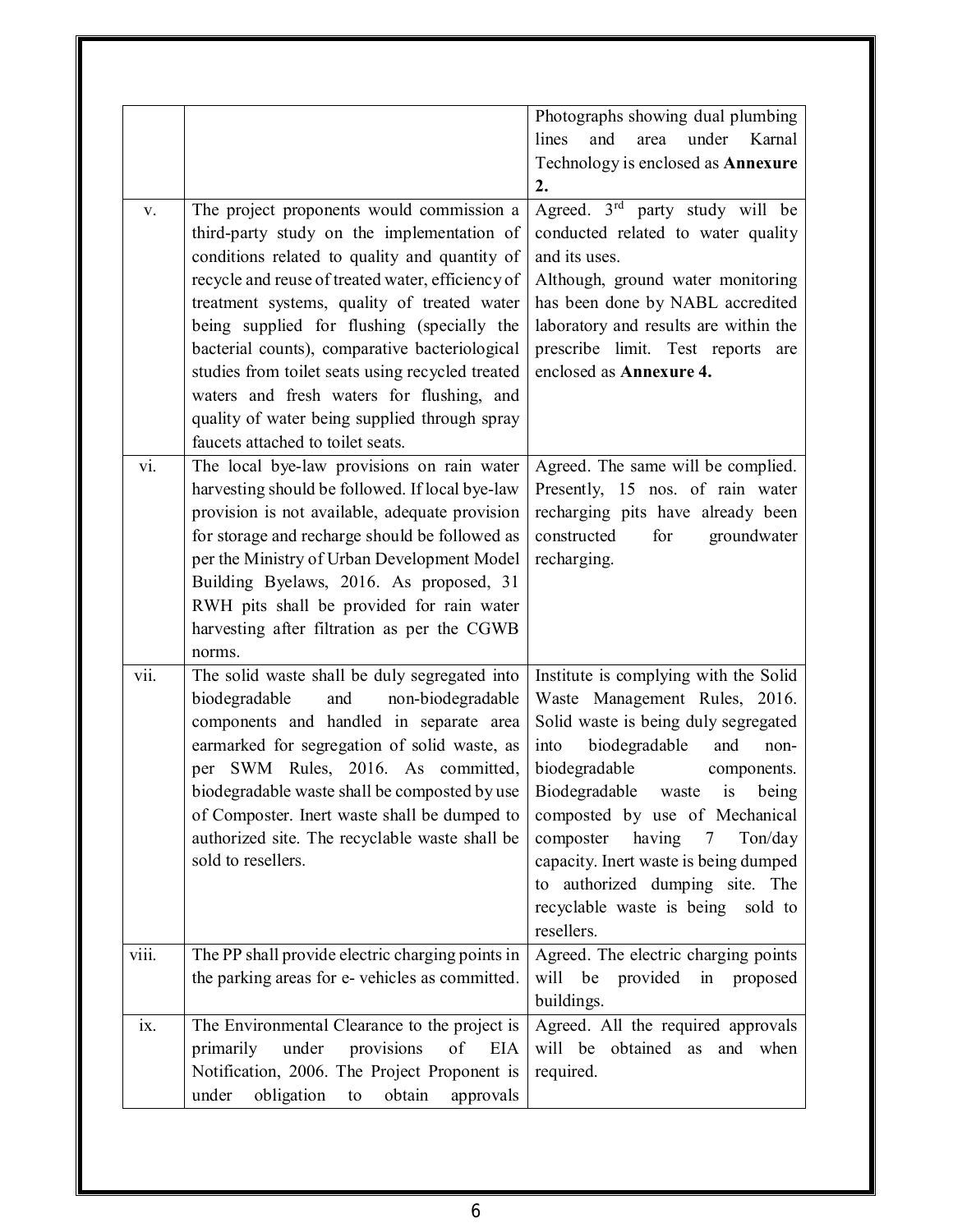| | | |
|---|---|---|
| | | Photographs showing dual plumbing lines and area under Karnal Technology is enclosed as **Annexure 2.** |
| v. | The project proponents would commission a third-party study on the implementation of conditions related to quality and quantity of recycle and reuse of treated water, efficiency of treatment systems, quality of treated water being supplied for flushing (specially the bacterial counts), comparative bacteriological studies from toilet seats using recycled treated waters and fresh waters for flushing, and quality of water being supplied through spray faucets attached to toilet seats. | Agreed. 3rd party study will be conducted related to water quality and its uses.<br>Although, ground water monitoring has been done by NABL accredited laboratory and results are within the prescribe limit. Test reports are enclosed as **Annexure 4.** |
| vi. | The local bye-law provisions on rain water harvesting should be followed. If local bye-law provision is not available, adequate provision for storage and recharge should be followed as per the Ministry of Urban Development Model Building Byelaws, 2016. As proposed, 31 RWH pits shall be provided for rain water harvesting after filtration as per the CGWB norms. | Agreed. The same will be complied. Presently, 15 nos. of rain water recharging pits have already been constructed for groundwater recharging. |
| vii. | The solid waste shall be duly segregated into biodegradable and non-biodegradable components and handled in separate area earmarked for segregation of solid waste, as per SWM Rules, 2016. As committed, biodegradable waste shall be composted by use of Composter. Inert waste shall be dumped to authorized site. The recyclable waste shall be sold to resellers. | Institute is complying with the Solid Waste Management Rules, 2016. Solid waste is being duly segregated into biodegradable and non-biodegradable components. Biodegradable waste is being composted by use of Mechanical composter having 7 Ton/day capacity. Inert waste is being dumped to authorized dumping site. The recyclable waste is being sold to resellers. |
| viii. | The PP shall provide electric charging points in the parking areas for e- vehicles as committed. | Agreed. The electric charging points will be provided in proposed buildings. |
| ix. | The Environmental Clearance to the project is primarily under provisions of EIA Notification, 2006. The Project Proponent is under obligation to obtain approvals | Agreed. All the required approvals will be obtained as and when required. |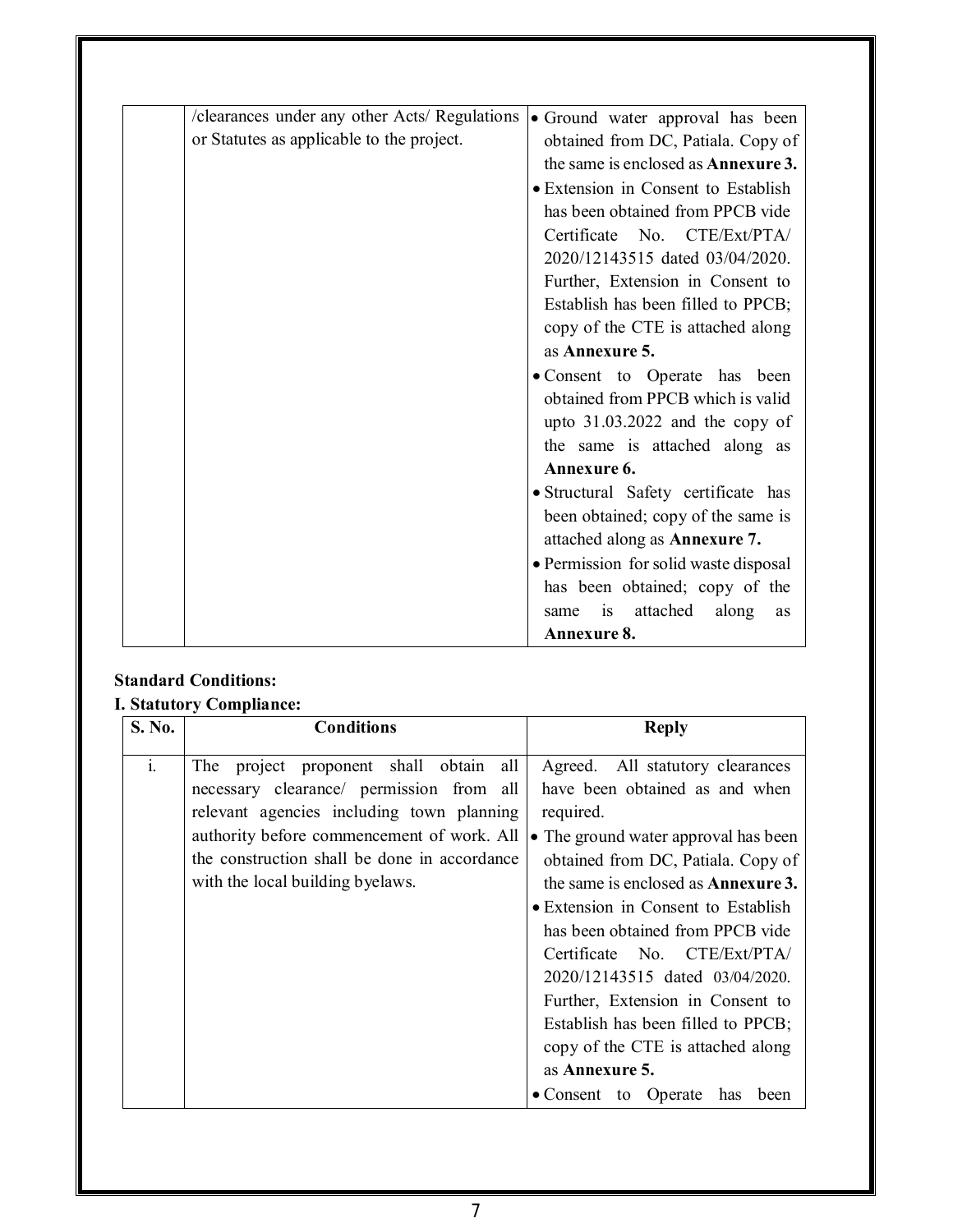| | /clearances under any other Acts/ Regulations or Statutes as applicable to the project. | • Ground water approval has been obtained from DC, Patiala. Copy of the same is enclosed as **Annexure 3.**<br>• Extension in Consent to Establish has been obtained from PPCB vide Certificate No. CTE/Ext/PTA/ 2020/12143515 dated 03/04/2020. Further, Extension in Consent to Establish has been filled to PPCB; copy of the CTE is attached along as **Annexure 5.**<br>• Consent to Operate has been obtained from PPCB which is valid upto 31.03.2022 and the copy of the same is attached along as **Annexure 6.**<br>• Structural Safety certificate has been obtained; copy of the same is attached along as **Annexure 7.**<br>• Permission for solid waste disposal has been obtained; copy of the same is attached along as **Annexure 8.** |
|---|---|---|

**Standard Conditions:**

**I. Statutory Compliance:**

| S. No. | Conditions | Reply |
|---|---|---|
| i. | The project proponent shall obtain all necessary clearance/ permission from all relevant agencies including town planning authority before commencement of work. All the construction shall be done in accordance with the local building byelaws. | Agreed. All statutory clearances have been obtained as and when required.<br>• The ground water approval has been obtained from DC, Patiala. Copy of the same is enclosed as **Annexure 3.**<br>• Extension in Consent to Establish has been obtained from PPCB vide Certificate No. CTE/Ext/PTA/ 2020/12143515 dated 03/04/2020. Further, Extension in Consent to Establish has been filled to PPCB; copy of the CTE is attached along as **Annexure 5.**<br>• Consent to Operate has been |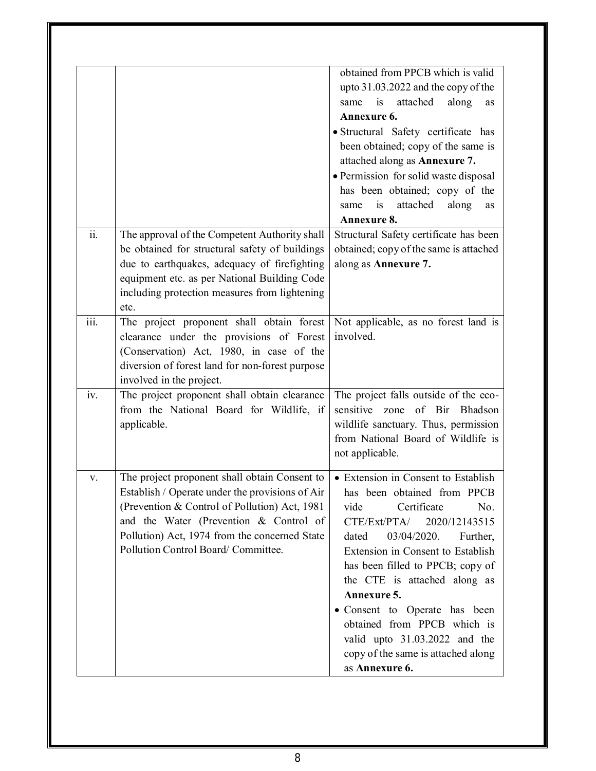| | | |
|---|---|---|
| | | obtained from PPCB which is valid upto 31.03.2022 and the copy of the same is attached along as **Annexure 6.**<br>• Structural Safety certificate has been obtained; copy of the same is attached along as **Annexure 7.**<br>• Permission for solid waste disposal has been obtained; copy of the same is attached along as **Annexure 8.** |
| ii. | The approval of the Competent Authority shall be obtained for structural safety of buildings due to earthquakes, adequacy of firefighting equipment etc. as per National Building Code including protection measures from lightening etc. | Structural Safety certificate has been obtained; copy of the same is attached along as **Annexure 7.** |
| iii. | The project proponent shall obtain forest clearance under the provisions of Forest (Conservation) Act, 1980, in case of the diversion of forest land for non-forest purpose involved in the project. | Not applicable, as no forest land is involved. |
| iv. | The project proponent shall obtain clearance from the National Board for Wildlife, if applicable. | The project falls outside of the eco-sensitive zone of Bir Bhadson wildlife sanctuary. Thus, permission from National Board of Wildlife is not applicable. |
| v. | The project proponent shall obtain Consent to Establish / Operate under the provisions of Air (Prevention & Control of Pollution) Act, 1981 and the Water (Prevention & Control of Pollution) Act, 1974 from the concerned State Pollution Control Board/ Committee. | • Extension in Consent to Establish has been obtained from PPCB vide Certificate No. CTE/Ext/PTA/ 2020/12143515 dated 03/04/2020. Further, Extension in Consent to Establish has been filled to PPCB; copy of the CTE is attached along as **Annexure 5.**<br>• Consent to Operate has been obtained from PPCB which is valid upto 31.03.2022 and the copy of the same is attached along as **Annexure 6.** |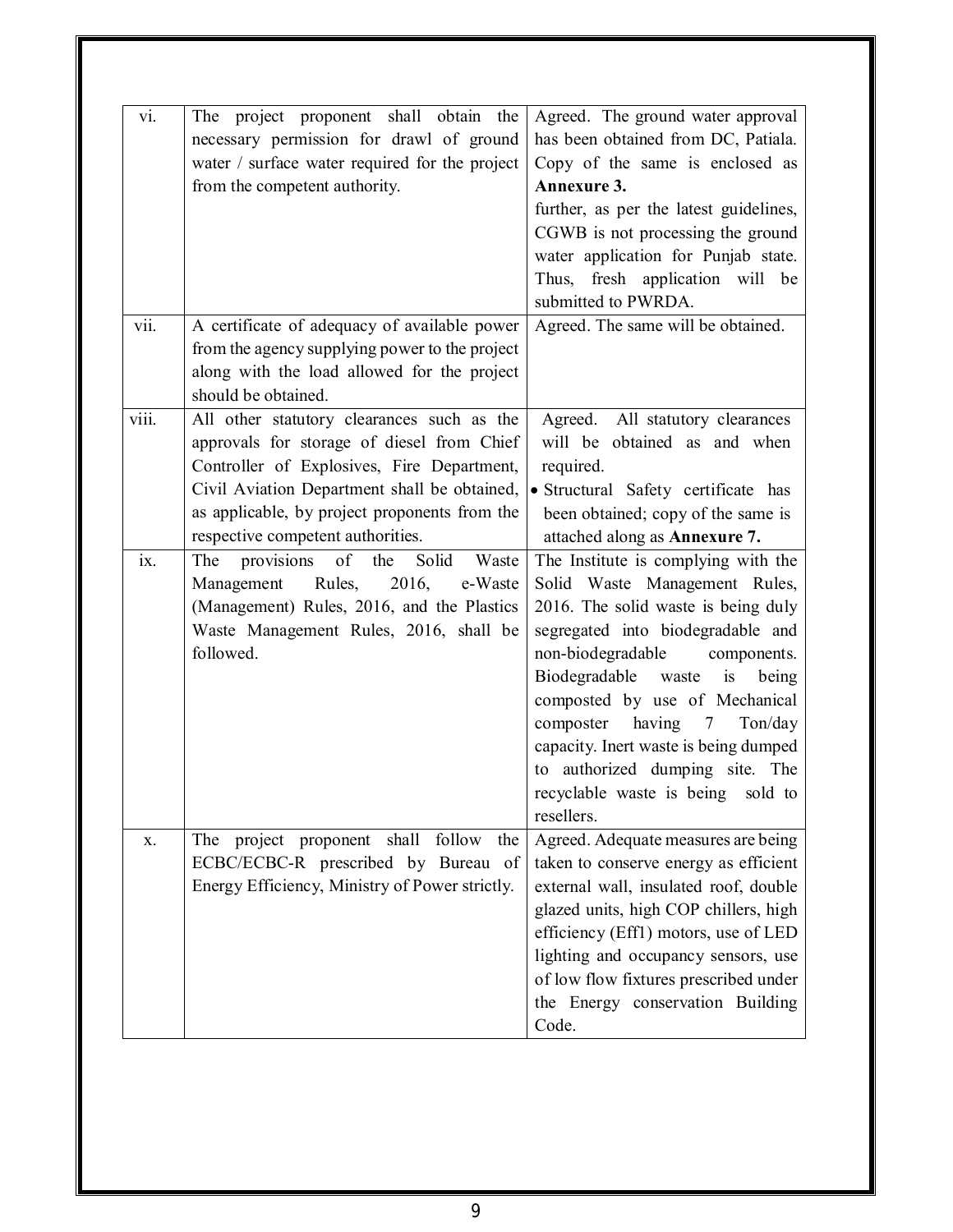| | | |
|---|---|---|
| vi. | The project proponent shall obtain the necessary permission for drawl of ground water / surface water required for the project from the competent authority. | Agreed. The ground water approval has been obtained from DC, Patiala. Copy of the same is enclosed as **Annexure 3.**<br>further, as per the latest guidelines, CGWB is not processing the ground water application for Punjab state. Thus, fresh application will be submitted to PWRDA. |
| vii. | A certificate of adequacy of available power from the agency supplying power to the project along with the load allowed for the project should be obtained. | Agreed. The same will be obtained. |
| viii. | All other statutory clearances such as the approvals for storage of diesel from Chief Controller of Explosives, Fire Department, Civil Aviation Department shall be obtained, as applicable, by project proponents from the respective competent authorities. | Agreed. All statutory clearances will be obtained as and when required.<br>• Structural Safety certificate has been obtained; copy of the same is attached along as **Annexure 7.** |
| ix. | The provisions of the Solid Waste Management Rules, 2016, e-Waste (Management) Rules, 2016, and the Plastics Waste Management Rules, 2016, shall be followed. | The Institute is complying with the Solid Waste Management Rules, 2016. The solid waste is being duly segregated into biodegradable and non-biodegradable components. Biodegradable waste is being composted by use of Mechanical composter having 7 Ton/day capacity. Inert waste is being dumped to authorized dumping site. The recyclable waste is being sold to resellers. |
| x. | The project proponent shall follow the ECBC/ECBC-R prescribed by Bureau of Energy Efficiency, Ministry of Power strictly. | Agreed. Adequate measures are being taken to conserve energy as efficient external wall, insulated roof, double glazed units, high COP chillers, high efficiency (Eff1) motors, use of LED lighting and occupancy sensors, use of low flow fixtures prescribed under the Energy conservation Building Code. |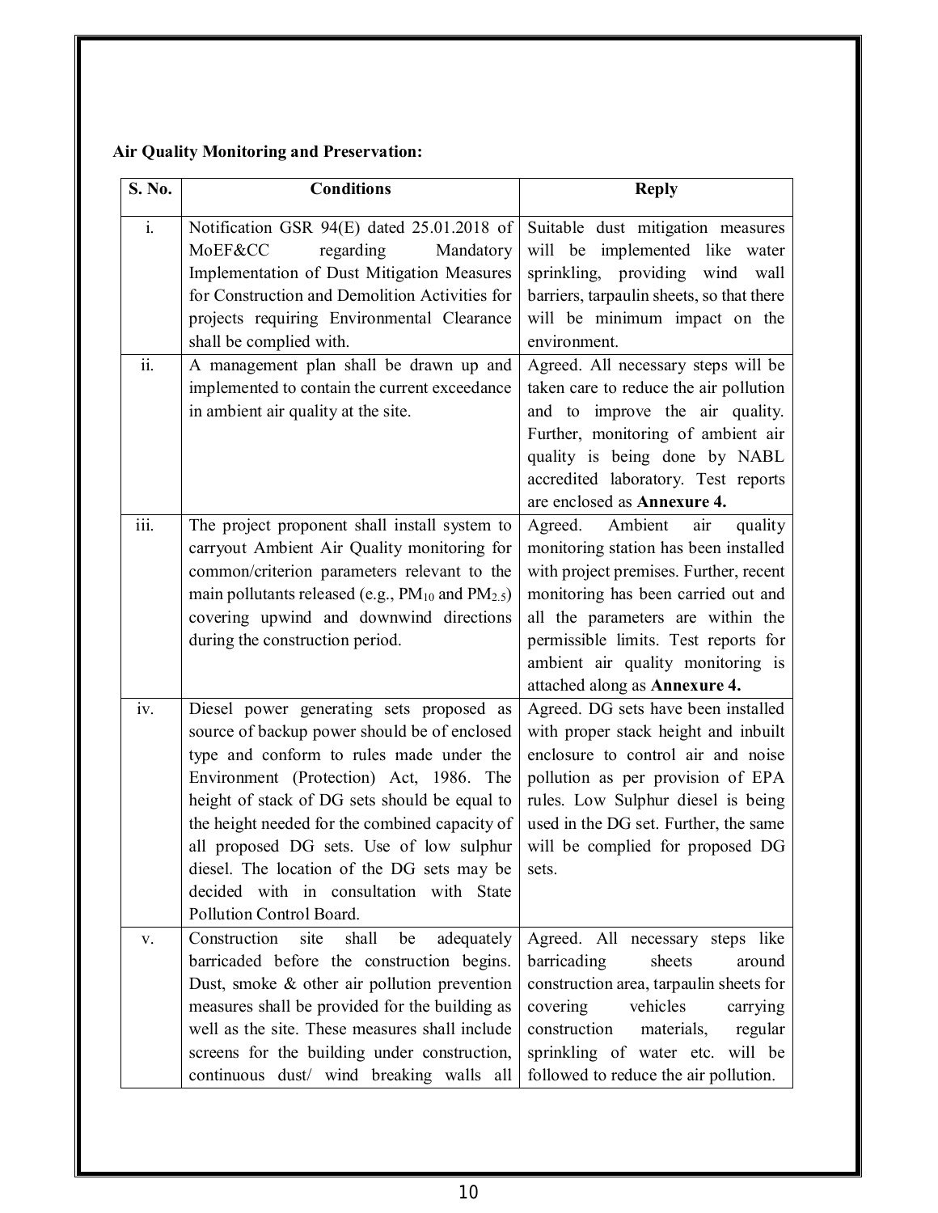**Air Quality Monitoring and Preservation:**

| S. No. | Conditions | Reply |
|---|---|---|
| i. | Notification GSR 94(E) dated 25.01.2018 of MoEF&CC regarding Mandatory Implementation of Dust Mitigation Measures for Construction and Demolition Activities for projects requiring Environmental Clearance shall be complied with. | Suitable dust mitigation measures will be implemented like water sprinkling, providing wind wall barriers, tarpaulin sheets, so that there will be minimum impact on the environment. |
| ii. | A management plan shall be drawn up and implemented to contain the current exceedance in ambient air quality at the site. | Agreed. All necessary steps will be taken care to reduce the air pollution and to improve the air quality. Further, monitoring of ambient air quality is being done by NABL accredited laboratory. Test reports are enclosed as **Annexure 4.** |
| iii. | The project proponent shall install system to carryout Ambient Air Quality monitoring for common/criterion parameters relevant to the main pollutants released (e.g., $PM_{10}$ and $PM_{2.5}$) covering upwind and downwind directions during the construction period. | Agreed. Ambient air quality monitoring station has been installed with project premises. Further, recent monitoring has been carried out and all the parameters are within the permissible limits. Test reports for ambient air quality monitoring is attached along as **Annexure 4.** |
| iv. | Diesel power generating sets proposed as source of backup power should be of enclosed type and conform to rules made under the Environment (Protection) Act, 1986. The height of stack of DG sets should be equal to the height needed for the combined capacity of all proposed DG sets. Use of low sulphur diesel. The location of the DG sets may be decided with in consultation with State Pollution Control Board. | Agreed. DG sets have been installed with proper stack height and inbuilt enclosure to control air and noise pollution as per provision of EPA rules. Low Sulphur diesel is being used in the DG set. Further, the same will be complied for proposed DG sets. |
| v. | Construction site shall be adequately barricaded before the construction begins. Dust, smoke & other air pollution prevention measures shall be provided for the building as well as the site. These measures shall include screens for the building under construction, continuous dust/ wind breaking walls all | Agreed. All necessary steps like barricading sheets around construction area, tarpaulin sheets for covering vehicles carrying construction materials, regular sprinkling of water etc. will be followed to reduce the air pollution. |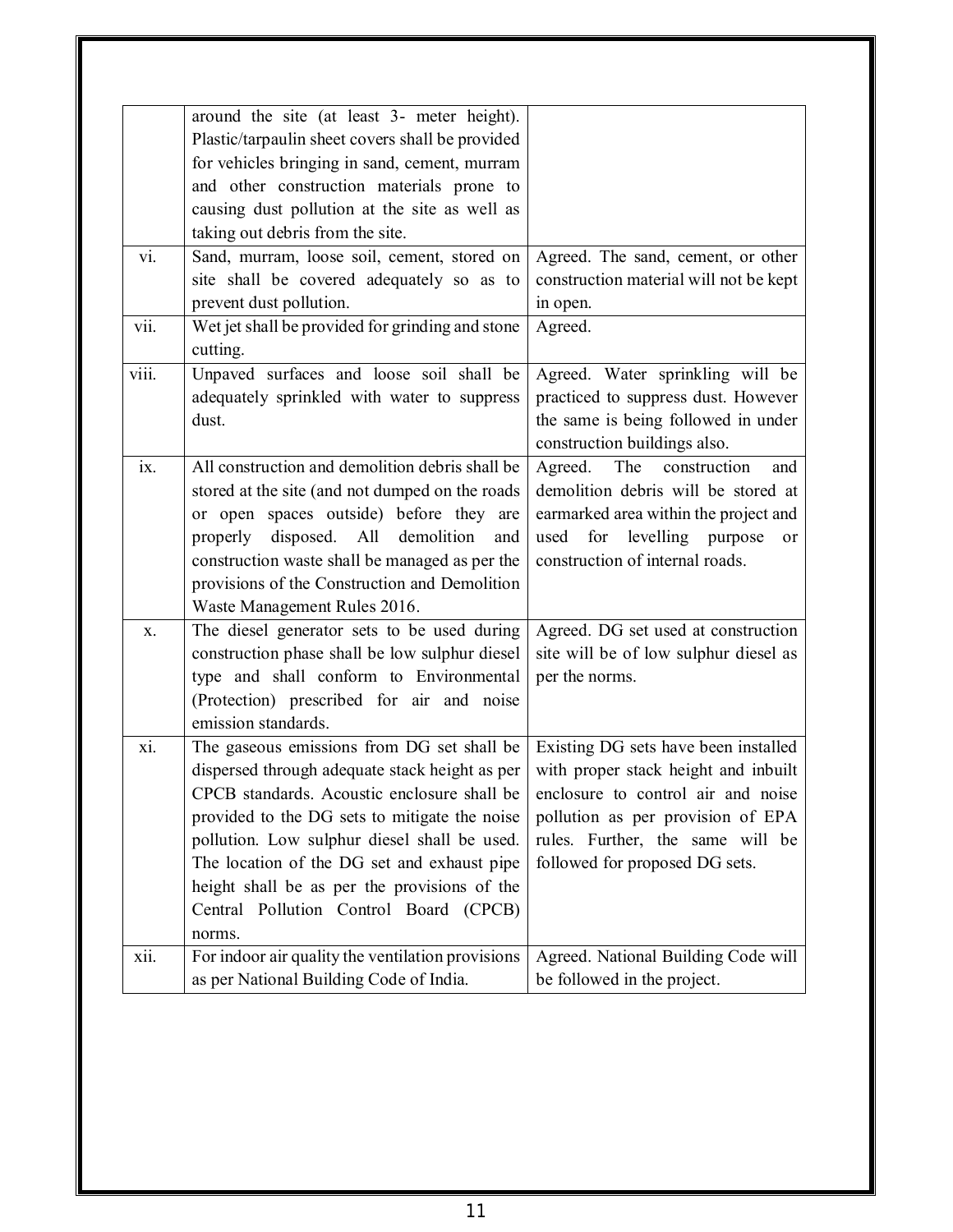| | | |
|---|---|---|
| | around the site (at least 3- meter height). Plastic/tarpaulin sheet covers shall be provided for vehicles bringing in sand, cement, murram and other construction materials prone to causing dust pollution at the site as well as taking out debris from the site. | |
| vi. | Sand, murram, loose soil, cement, stored on site shall be covered adequately so as to prevent dust pollution. | Agreed. The sand, cement, or other construction material will not be kept in open. |
| vii. | Wet jet shall be provided for grinding and stone cutting. | Agreed. |
| viii. | Unpaved surfaces and loose soil shall be adequately sprinkled with water to suppress dust. | Agreed. Water sprinkling will be practiced to suppress dust. However the same is being followed in under construction buildings also. |
| ix. | All construction and demolition debris shall be stored at the site (and not dumped on the roads or open spaces outside) before they are properly disposed. All demolition and construction waste shall be managed as per the provisions of the Construction and Demolition Waste Management Rules 2016. | Agreed. The construction and demolition debris will be stored at earmarked area within the project and used for levelling purpose or construction of internal roads. |
| x. | The diesel generator sets to be used during construction phase shall be low sulphur diesel type and shall conform to Environmental (Protection) prescribed for air and noise emission standards. | Agreed. DG set used at construction site will be of low sulphur diesel as per the norms. |
| xi. | The gaseous emissions from DG set shall be dispersed through adequate stack height as per CPCB standards. Acoustic enclosure shall be provided to the DG sets to mitigate the noise pollution. Low sulphur diesel shall be used. The location of the DG set and exhaust pipe height shall be as per the provisions of the Central Pollution Control Board (CPCB) norms. | Existing DG sets have been installed with proper stack height and inbuilt enclosure to control air and noise pollution as per provision of EPA rules. Further, the same will be followed for proposed DG sets. |
| xii. | For indoor air quality the ventilation provisions as per National Building Code of India. | Agreed. National Building Code will be followed in the project. |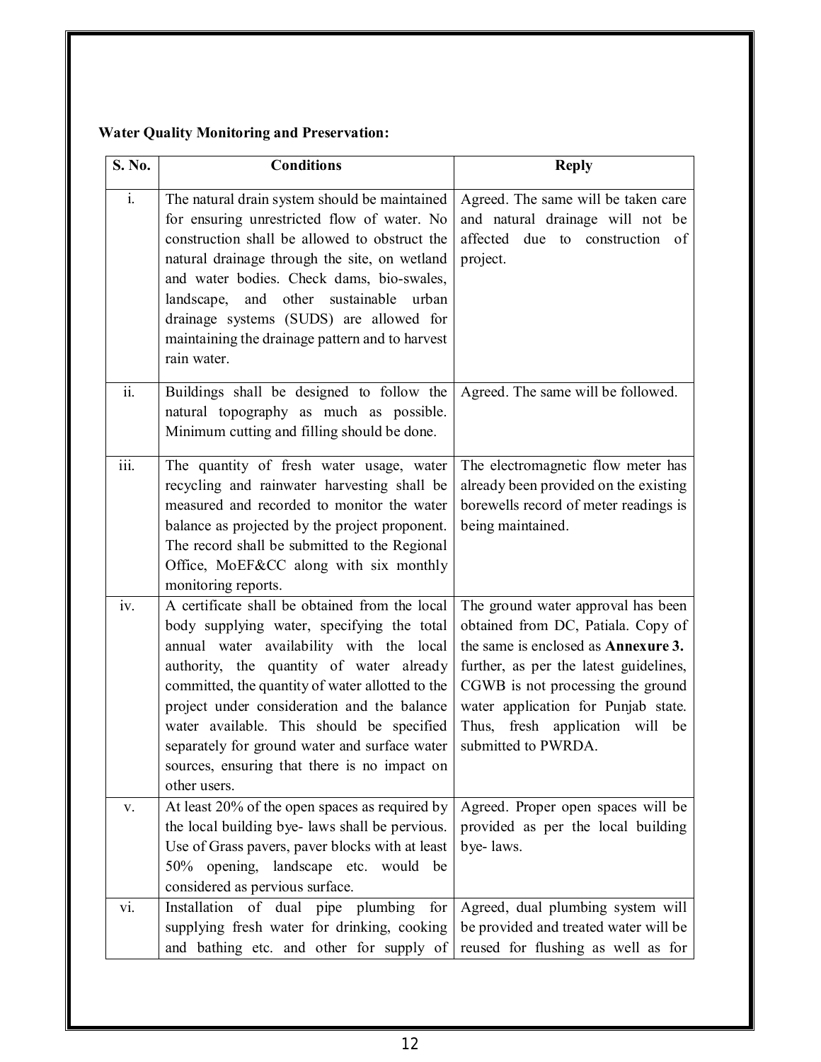**Water Quality Monitoring and Preservation:**

| S. No. | Conditions | Reply |
|---|---|---|
| i. | The natural drain system should be maintained for ensuring unrestricted flow of water. No construction shall be allowed to obstruct the natural drainage through the site, on wetland and water bodies. Check dams, bio-swales, landscape, and other sustainable urban drainage systems (SUDS) are allowed for maintaining the drainage pattern and to harvest rain water. | Agreed. The same will be taken care and natural drainage will not be affected due to construction of project. |
| ii. | Buildings shall be designed to follow the natural topography as much as possible. Minimum cutting and filling should be done. | Agreed. The same will be followed. |
| iii. | The quantity of fresh water usage, water recycling and rainwater harvesting shall be measured and recorded to monitor the water balance as projected by the project proponent. The record shall be submitted to the Regional Office, MoEF&CC along with six monthly monitoring reports. | The electromagnetic flow meter has already been provided on the existing borewells record of meter readings is being maintained. |
| iv. | A certificate shall be obtained from the local body supplying water, specifying the total annual water availability with the local authority, the quantity of water already committed, the quantity of water allotted to the project under consideration and the balance water available. This should be specified separately for ground water and surface water sources, ensuring that there is no impact on other users. | The ground water approval has been obtained from DC, Patiala. Copy of the same is enclosed as **Annexure 3.** further, as per the latest guidelines, CGWB is not processing the ground water application for Punjab state. Thus, fresh application will be submitted to PWRDA. |
| v. | At least 20% of the open spaces as required by the local building bye- laws shall be pervious. Use of Grass pavers, paver blocks with at least 50% opening, landscape etc. would be considered as pervious surface. | Agreed. Proper open spaces will be provided as per the local building bye- laws. |
| vi. | Installation of dual pipe plumbing for supplying fresh water for drinking, cooking and bathing etc. and other for supply of | Agreed, dual plumbing system will be provided and treated water will be reused for flushing as well as for |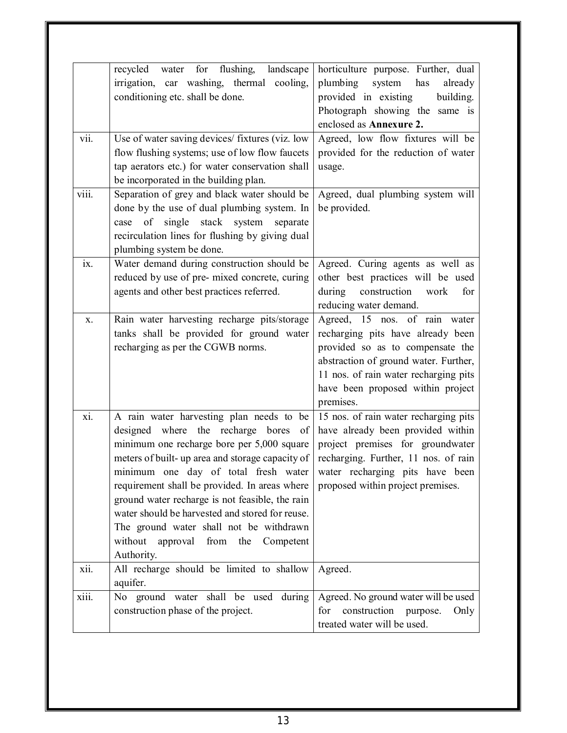| | | |
|---|---|---|
| | recycled water for flushing, landscape irrigation, car washing, thermal cooling, conditioning etc. shall be done. | horticulture purpose. Further, dual plumbing system has already provided in existing building. Photograph showing the same is enclosed as **Annexure 2.** |
| vii. | Use of water saving devices/ fixtures (viz. low flow flushing systems; use of low flow faucets tap aerators etc.) for water conservation shall be incorporated in the building plan. | Agreed, low flow fixtures will be provided for the reduction of water usage. |
| viii. | Separation of grey and black water should be done by the use of dual plumbing system. In case of single stack system separate recirculation lines for flushing by giving dual plumbing system be done. | Agreed, dual plumbing system will be provided. |
| ix. | Water demand during construction should be reduced by use of pre- mixed concrete, curing agents and other best practices referred. | Agreed. Curing agents as well as other best practices will be used during construction work for reducing water demand. |
| x. | Rain water harvesting recharge pits/storage tanks shall be provided for ground water recharging as per the CGWB norms. | Agreed, 15 nos. of rain water recharging pits have already been provided so as to compensate the abstraction of ground water. Further, 11 nos. of rain water recharging pits have been proposed within project premises. |
| xi. | A rain water harvesting plan needs to be designed where the recharge bores of minimum one recharge bore per 5,000 square meters of built- up area and storage capacity of minimum one day of total fresh water requirement shall be provided. In areas where ground water recharge is not feasible, the rain water should be harvested and stored for reuse. The ground water shall not be withdrawn without approval from the Competent Authority. | 15 nos. of rain water recharging pits have already been provided within project premises for groundwater recharging. Further, 11 nos. of rain water recharging pits have been proposed within project premises. |
| xii. | All recharge should be limited to shallow aquifer. | Agreed. |
| xiii. | No ground water shall be used during construction phase of the project. | Agreed. No ground water will be used for construction purpose. Only treated water will be used. |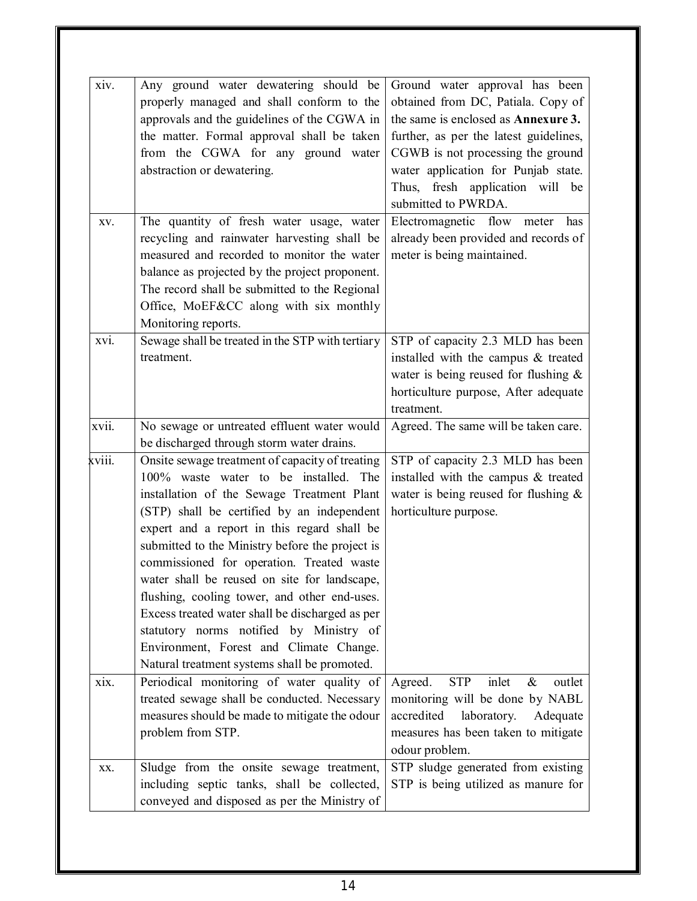| | | |
|---|---|---|
| xiv. | Any ground water dewatering should be properly managed and shall conform to the approvals and the guidelines of the CGWA in the matter. Formal approval shall be taken from the CGWA for any ground water abstraction or dewatering. | Ground water approval has been obtained from DC, Patiala. Copy of the same is enclosed as **Annexure 3.** further, as per the latest guidelines, CGWB is not processing the ground water application for Punjab state. Thus, fresh application will be submitted to PWRDA. |
| xv. | The quantity of fresh water usage, water recycling and rainwater harvesting shall be measured and recorded to monitor the water balance as projected by the project proponent. The record shall be submitted to the Regional Office, MoEF&CC along with six monthly Monitoring reports. | Electromagnetic flow meter has already been provided and records of meter is being maintained. |
| xvi. | Sewage shall be treated in the STP with tertiary treatment. | STP of capacity 2.3 MLD has been installed with the campus & treated water is being reused for flushing & horticulture purpose, After adequate treatment. |
| xvii. | No sewage or untreated effluent water would be discharged through storm water drains. | Agreed. The same will be taken care. |
| xviii. | Onsite sewage treatment of capacity of treating 100% waste water to be installed. The installation of the Sewage Treatment Plant (STP) shall be certified by an independent expert and a report in this regard shall be submitted to the Ministry before the project is commissioned for operation. Treated waste water shall be reused on site for landscape, flushing, cooling tower, and other end-uses. Excess treated water shall be discharged as per statutory norms notified by Ministry of Environment, Forest and Climate Change. Natural treatment systems shall be promoted. | STP of capacity 2.3 MLD has been installed with the campus & treated water is being reused for flushing & horticulture purpose. |
| xix. | Periodical monitoring of water quality of treated sewage shall be conducted. Necessary measures should be made to mitigate the odour problem from STP. | Agreed. STP inlet & outlet monitoring will be done by NABL accredited laboratory. Adequate measures has been taken to mitigate odour problem. |
| xx. | Sludge from the onsite sewage treatment, including septic tanks, shall be collected, conveyed and disposed as per the Ministry of | STP sludge generated from existing STP is being utilized as manure for |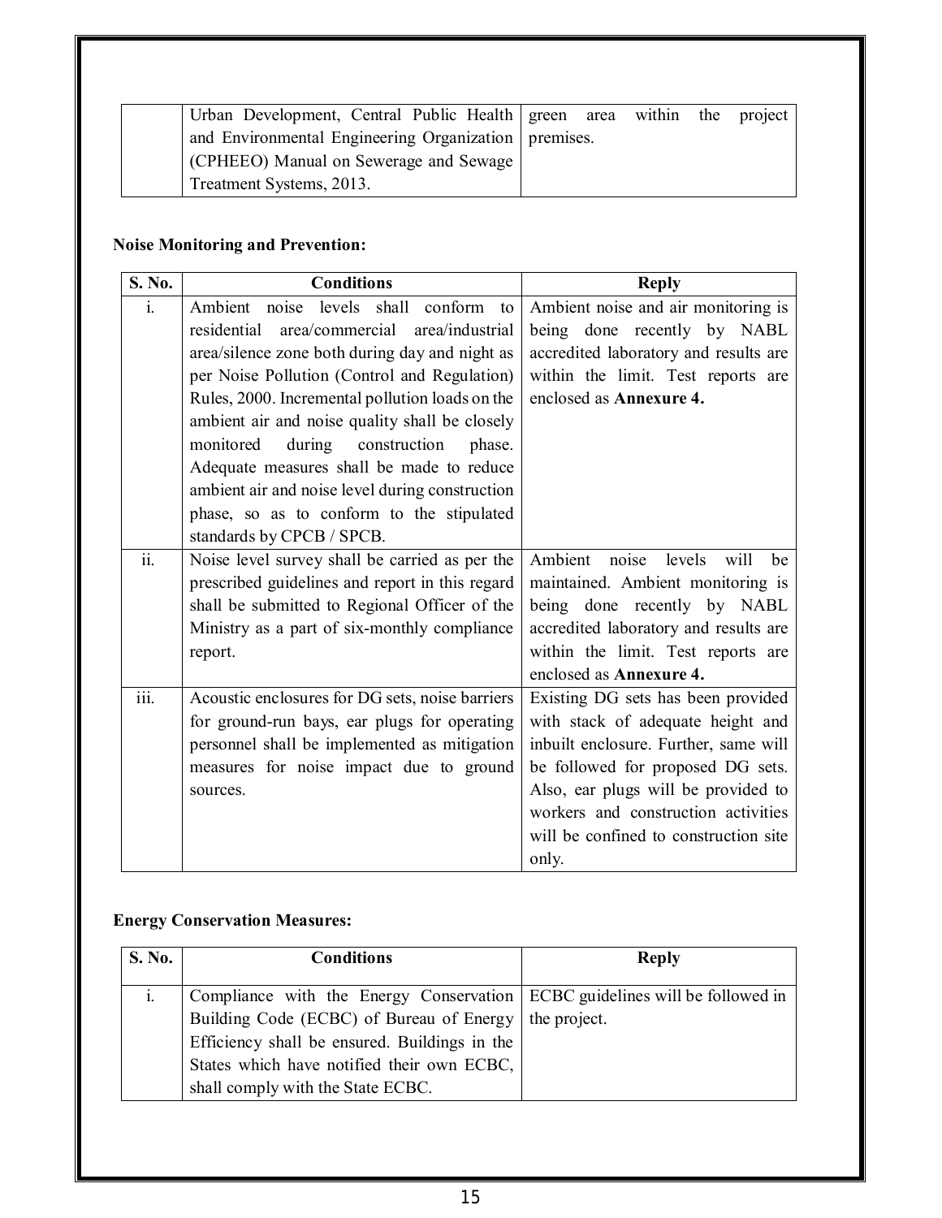|  | Urban Development, Central Public Health and Environmental Engineering Organization (CPHEEO) Manual on Sewerage and Sewage Treatment Systems, 2013. | green area within the project premises. |
|---|---|---|

**Noise Monitoring and Prevention:**

| S. No. | Conditions | Reply |
|---|---|---|
| i. | Ambient noise levels shall conform to residential area/commercial area/industrial area/silence zone both during day and night as per Noise Pollution (Control and Regulation) Rules, 2000. Incremental pollution loads on the ambient air and noise quality shall be closely monitored during construction phase. Adequate measures shall be made to reduce ambient air and noise level during construction phase, so as to conform to the stipulated standards by CPCB / SPCB. | Ambient noise and air monitoring is being done recently by NABL accredited laboratory and results are within the limit. Test reports are enclosed as **Annexure 4.** |
| ii. | Noise level survey shall be carried as per the prescribed guidelines and report in this regard shall be submitted to Regional Officer of the Ministry as a part of six-monthly compliance report. | Ambient noise levels will be maintained. Ambient monitoring is being done recently by NABL accredited laboratory and results are within the limit. Test reports are enclosed as **Annexure 4.** |
| iii. | Acoustic enclosures for DG sets, noise barriers for ground-run bays, ear plugs for operating personnel shall be implemented as mitigation measures for noise impact due to ground sources. | Existing DG sets has been provided with stack of adequate height and inbuilt enclosure. Further, same will be followed for proposed DG sets. Also, ear plugs will be provided to workers and construction activities will be confined to construction site only. |

**Energy Conservation Measures:**

| S. No. | Conditions | Reply |
|---|---|---|
| i. | Compliance with the Energy Conservation Building Code (ECBC) of Bureau of Energy Efficiency shall be ensured. Buildings in the States which have notified their own ECBC, shall comply with the State ECBC. | ECBC guidelines will be followed in the project. |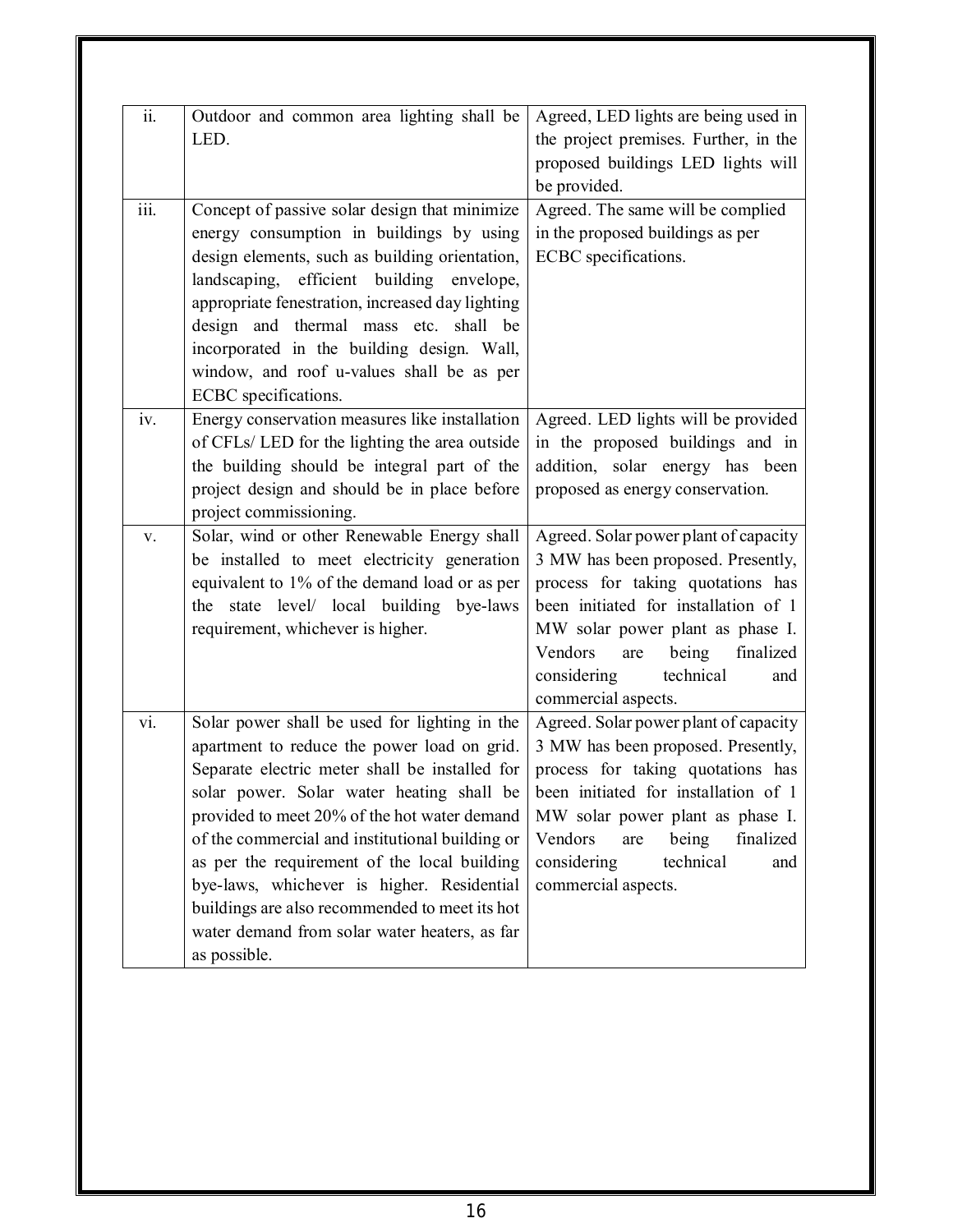| | | |
|---|---|---|
| ii. | Outdoor and common area lighting shall be LED. | Agreed, LED lights are being used in the project premises. Further, in the proposed buildings LED lights will be provided. |
| iii. | Concept of passive solar design that minimize energy consumption in buildings by using design elements, such as building orientation, landscaping, efficient building envelope, appropriate fenestration, increased day lighting design and thermal mass etc. shall be incorporated in the building design. Wall, window, and roof u-values shall be as per ECBC specifications. | Agreed. The same will be complied in the proposed buildings as per ECBC specifications. |
| iv. | Energy conservation measures like installation of CFLs/ LED for the lighting the area outside the building should be integral part of the project design and should be in place before project commissioning. | Agreed. LED lights will be provided in the proposed buildings and in addition, solar energy has been proposed as energy conservation. |
| v. | Solar, wind or other Renewable Energy shall be installed to meet electricity generation equivalent to 1% of the demand load or as per the state level/ local building bye-laws requirement, whichever is higher. | Agreed. Solar power plant of capacity 3 MW has been proposed. Presently, process for taking quotations has been initiated for installation of 1 MW solar power plant as phase I. Vendors are being finalized considering technical and commercial aspects. |
| vi. | Solar power shall be used for lighting in the apartment to reduce the power load on grid. Separate electric meter shall be installed for solar power. Solar water heating shall be provided to meet 20% of the hot water demand of the commercial and institutional building or as per the requirement of the local building bye-laws, whichever is higher. Residential buildings are also recommended to meet its hot water demand from solar water heaters, as far as possible. | Agreed. Solar power plant of capacity 3 MW has been proposed. Presently, process for taking quotations has been initiated for installation of 1 MW solar power plant as phase I. Vendors are being finalized considering technical and commercial aspects. |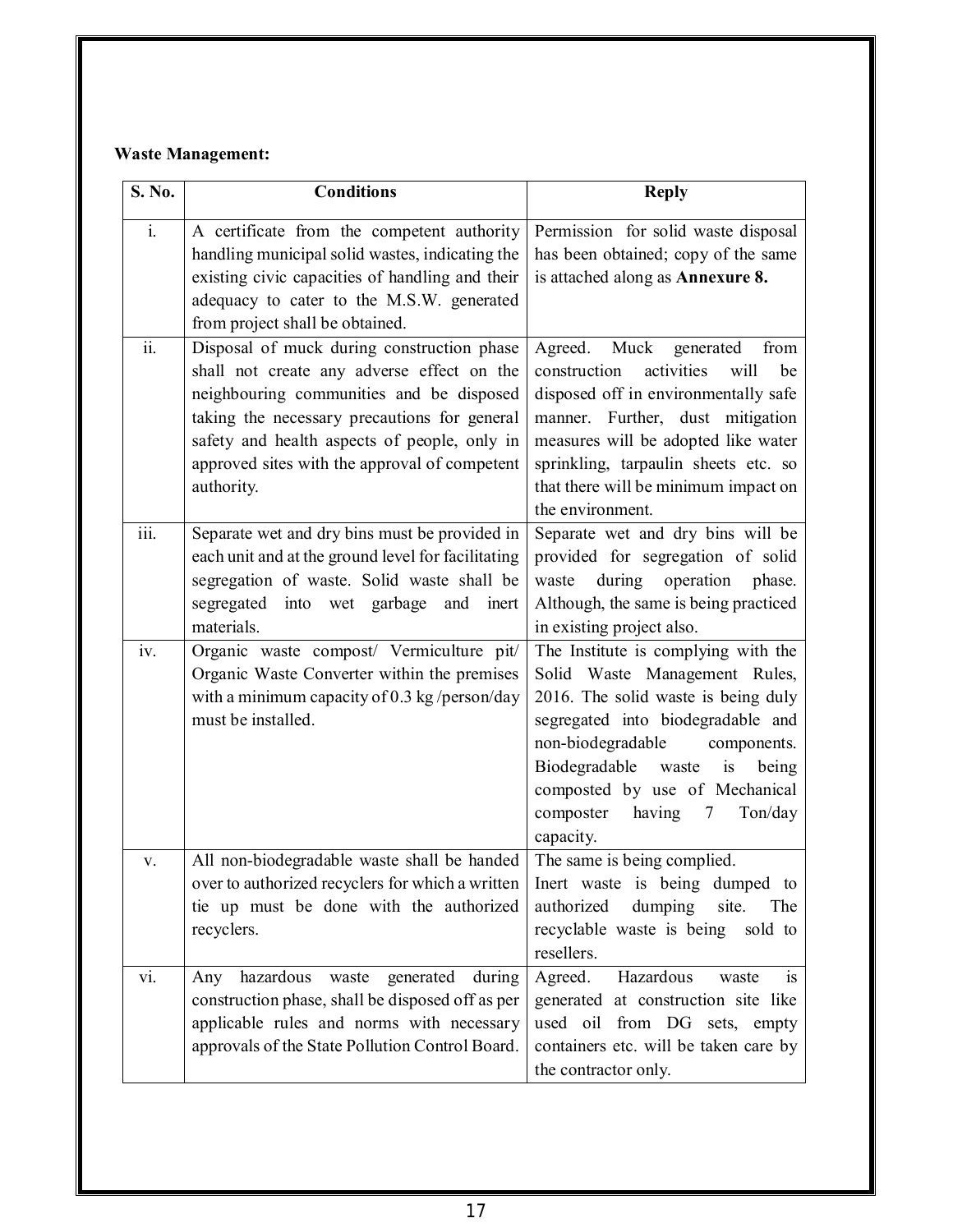**Waste Management:**

| S. No. | Conditions | Reply |
|---|---|---|
| i. | A certificate from the competent authority handling municipal solid wastes, indicating the existing civic capacities of handling and their adequacy to cater to the M.S.W. generated from project shall be obtained. | Permission for solid waste disposal has been obtained; copy of the same is attached along as **Annexure 8.** |
| ii. | Disposal of muck during construction phase shall not create any adverse effect on the neighbouring communities and be disposed taking the necessary precautions for general safety and health aspects of people, only in approved sites with the approval of competent authority. | Agreed. Muck generated from construction activities will be disposed off in environmentally safe manner. Further, dust mitigation measures will be adopted like water sprinkling, tarpaulin sheets etc. so that there will be minimum impact on the environment. |
| iii. | Separate wet and dry bins must be provided in each unit and at the ground level for facilitating segregation of waste. Solid waste shall be segregated into wet garbage and inert materials. | Separate wet and dry bins will be provided for segregation of solid waste during operation phase. Although, the same is being practiced in existing project also. |
| iv. | Organic waste compost/ Vermiculture pit/ Organic Waste Converter within the premises with a minimum capacity of 0.3 kg /person/day must be installed. | The Institute is complying with the Solid Waste Management Rules, 2016. The solid waste is being duly segregated into biodegradable and non-biodegradable components. Biodegradable waste is being composted by use of Mechanical composter having 7 Ton/day capacity. |
| v. | All non-biodegradable waste shall be handed over to authorized recyclers for which a written tie up must be done with the authorized recyclers. | The same is being complied. Inert waste is being dumped to authorized dumping site. The recyclable waste is being sold to resellers. |
| vi. | Any hazardous waste generated during construction phase, shall be disposed off as per applicable rules and norms with necessary approvals of the State Pollution Control Board. | Agreed. Hazardous waste is generated at construction site like used oil from DG sets, empty containers etc. will be taken care by the contractor only. |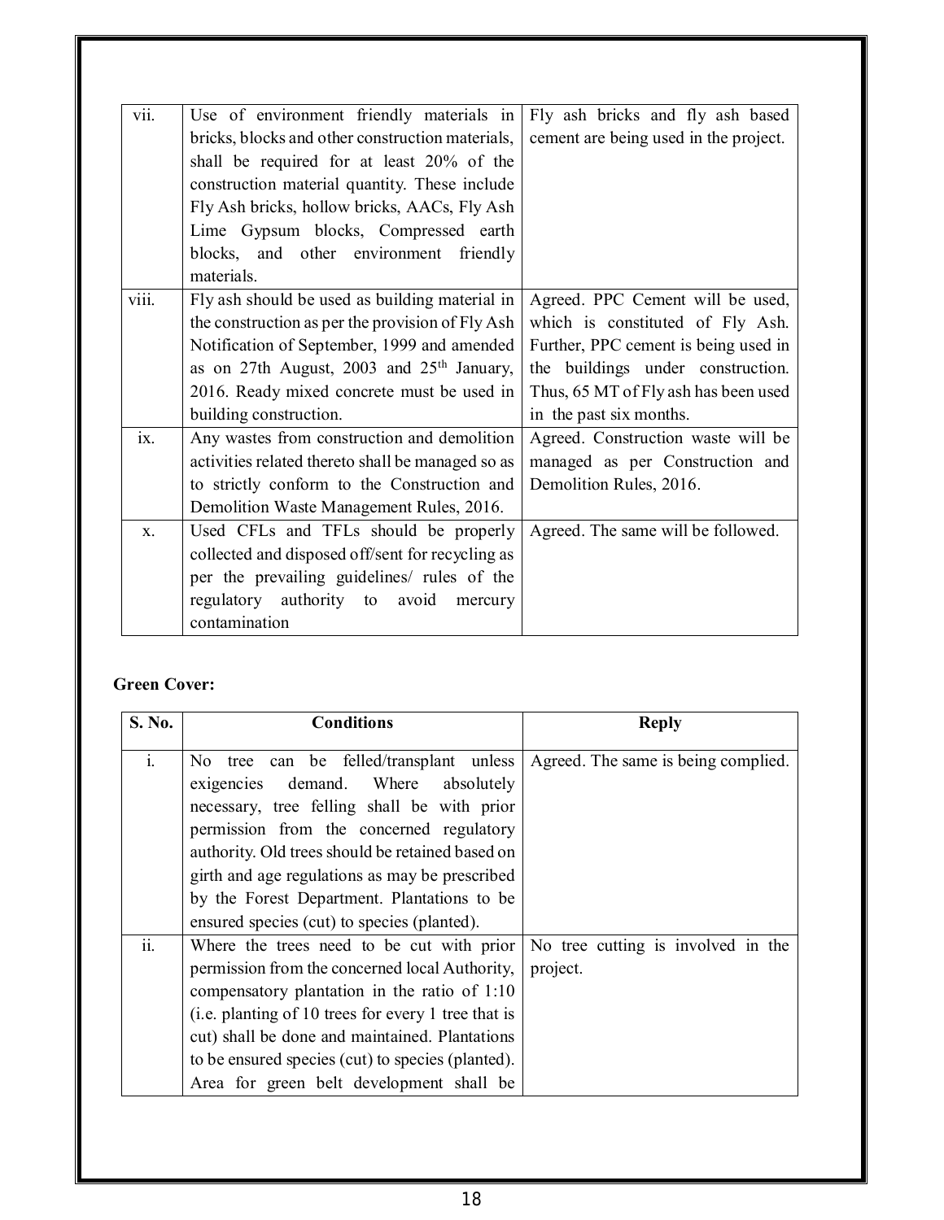| | | |
|---|---|---|
| vii. | Use of environment friendly materials in bricks, blocks and other construction materials, shall be required for at least 20% of the construction material quantity. These include Fly Ash bricks, hollow bricks, AACs, Fly Ash Lime Gypsum blocks, Compressed earth blocks, and other environment friendly materials. | Fly ash bricks and fly ash based cement are being used in the project. |
| viii. | Fly ash should be used as building material in the construction as per the provision of Fly Ash Notification of September, 1999 and amended as on 27th August, 2003 and 25th January, 2016. Ready mixed concrete must be used in building construction. | Agreed. PPC Cement will be used, which is constituted of Fly Ash. Further, PPC cement is being used in the buildings under construction. Thus, 65 MT of Fly ash has been used in the past six months. |
| ix. | Any wastes from construction and demolition activities related thereto shall be managed so as to strictly conform to the Construction and Demolition Waste Management Rules, 2016. | Agreed. Construction waste will be managed as per Construction and Demolition Rules, 2016. |
| x. | Used CFLs and TFLs should be properly collected and disposed off/sent for recycling as per the prevailing guidelines/ rules of the regulatory authority to avoid mercury contamination | Agreed. The same will be followed. |

**Green Cover:**

| S. No. | Conditions | Reply |
|---|---|---|
| i. | No tree can be felled/transplant unless exigencies demand. Where absolutely necessary, tree felling shall be with prior permission from the concerned regulatory authority. Old trees should be retained based on girth and age regulations as may be prescribed by the Forest Department. Plantations to be ensured species (cut) to species (planted). | Agreed. The same is being complied. |
| ii. | Where the trees need to be cut with prior permission from the concerned local Authority, compensatory plantation in the ratio of 1:10 (i.e. planting of 10 trees for every 1 tree that is cut) shall be done and maintained. Plantations to be ensured species (cut) to species (planted). Area for green belt development shall be | No tree cutting is involved in the project. |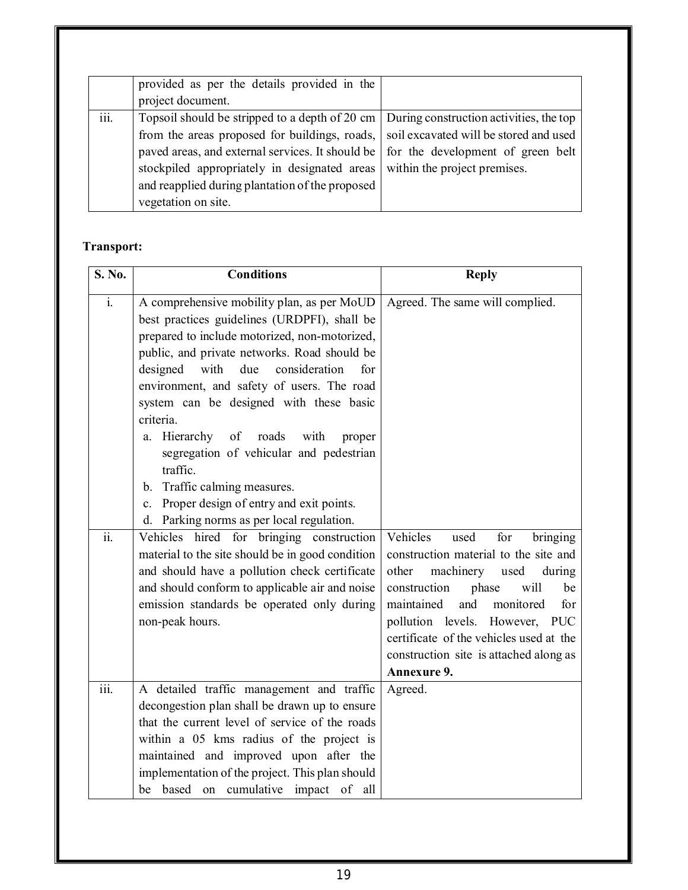| | | |
|---|---|---|
| | provided as per the details provided in the project document. | |
| iii. | Topsoil should be stripped to a depth of 20 cm from the areas proposed for buildings, roads, paved areas, and external services. It should be stockpiled appropriately in designated areas and reapplied during plantation of the proposed vegetation on site. | During construction activities, the top soil excavated will be stored and used for the development of green belt within the project premises. |

**Transport:**

| S. No. | Conditions | Reply |
|---|---|---|
| i. | A comprehensive mobility plan, as per MoUD best practices guidelines (URDPFI), shall be prepared to include motorized, non-motorized, public, and private networks. Road should be designed with due consideration for environment, and safety of users. The road system can be designed with these basic criteria.<br>a. Hierarchy of roads with proper segregation of vehicular and pedestrian traffic.<br>b. Traffic calming measures.<br>c. Proper design of entry and exit points.<br>d. Parking norms as per local regulation. | Agreed. The same will complied. |
| ii. | Vehicles hired for bringing construction material to the site should be in good condition and should have a pollution check certificate and should conform to applicable air and noise emission standards be operated only during non-peak hours. | Vehicles used for bringing construction material to the site and other machinery used during construction phase will be maintained and monitored for pollution levels. However, PUC certificate of the vehicles used at the construction site is attached along as **Annexure 9.** |
| iii. | A detailed traffic management and traffic decongestion plan shall be drawn up to ensure that the current level of service of the roads within a 05 kms radius of the project is maintained and improved upon after the implementation of the project. This plan should be based on cumulative impact of all | Agreed. |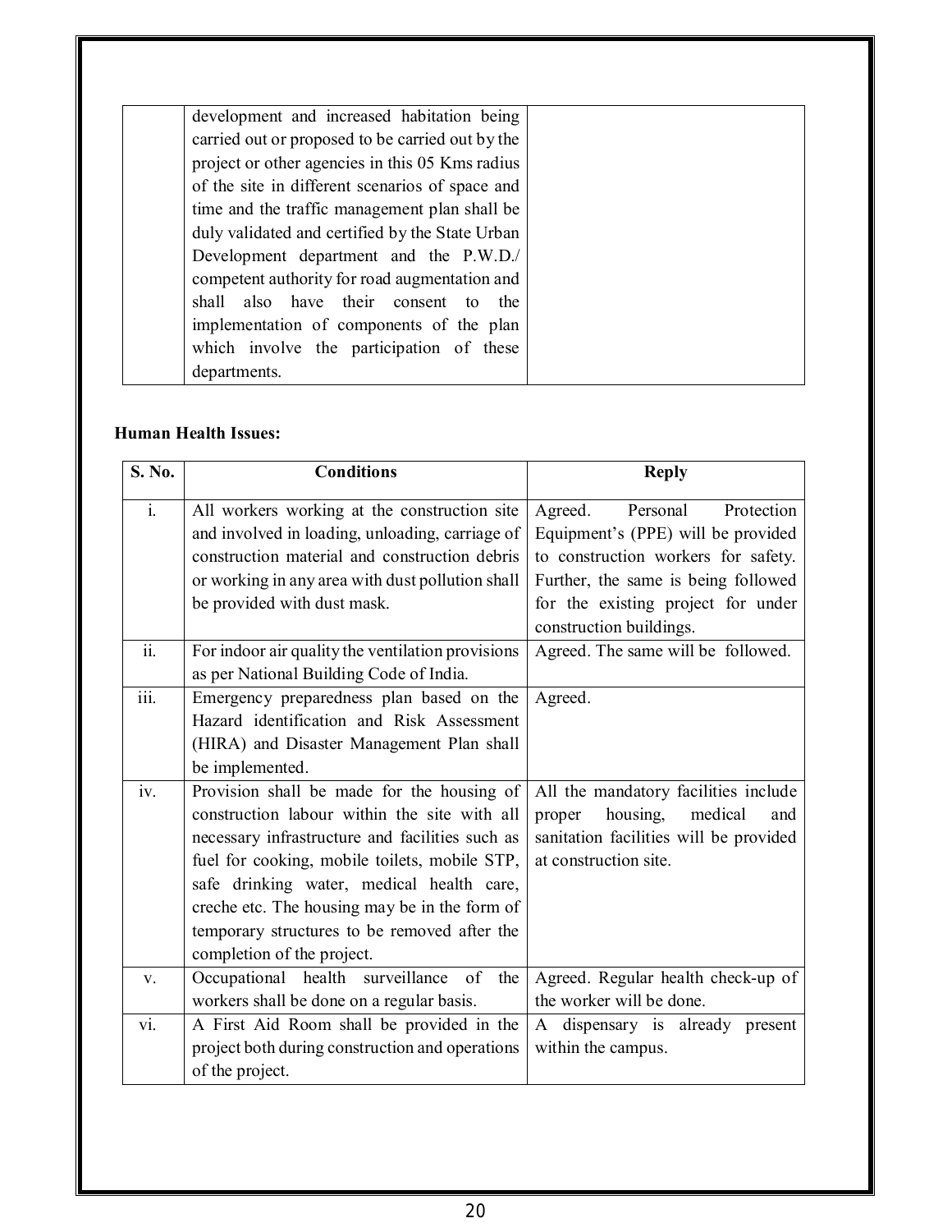| | | |
|---|---|---|
| | development and increased habitation being carried out or proposed to be carried out by the project or other agencies in this 05 Kms radius of the site in different scenarios of space and time and the traffic management plan shall be duly validated and certified by the State Urban Development department and the P.W.D./ competent authority for road augmentation and shall also have their consent to the implementation of components of the plan which involve the participation of these departments. | |

**Human Health Issues:**

| S. No. | Conditions | Reply |
|---|---|---|
| i. | All workers working at the construction site and involved in loading, unloading, carriage of construction material and construction debris or working in any area with dust pollution shall be provided with dust mask. | Agreed. Personal Protection Equipment's (PPE) will be provided to construction workers for safety. Further, the same is being followed for the existing project for under construction buildings. |
| ii. | For indoor air quality the ventilation provisions as per National Building Code of India. | Agreed. The same will be followed. |
| iii. | Emergency preparedness plan based on the Hazard identification and Risk Assessment (HIRA) and Disaster Management Plan shall be implemented. | Agreed. |
| iv. | Provision shall be made for the housing of construction labour within the site with all necessary infrastructure and facilities such as fuel for cooking, mobile toilets, mobile STP, safe drinking water, medical health care, creche etc. The housing may be in the form of temporary structures to be removed after the completion of the project. | All the mandatory facilities include proper housing, medical and sanitation facilities will be provided at construction site. |
| v. | Occupational health surveillance of the workers shall be done on a regular basis. | Agreed. Regular health check-up of the worker will be done. |
| vi. | A First Aid Room shall be provided in the project both during construction and operations of the project. | A dispensary is already present within the campus. |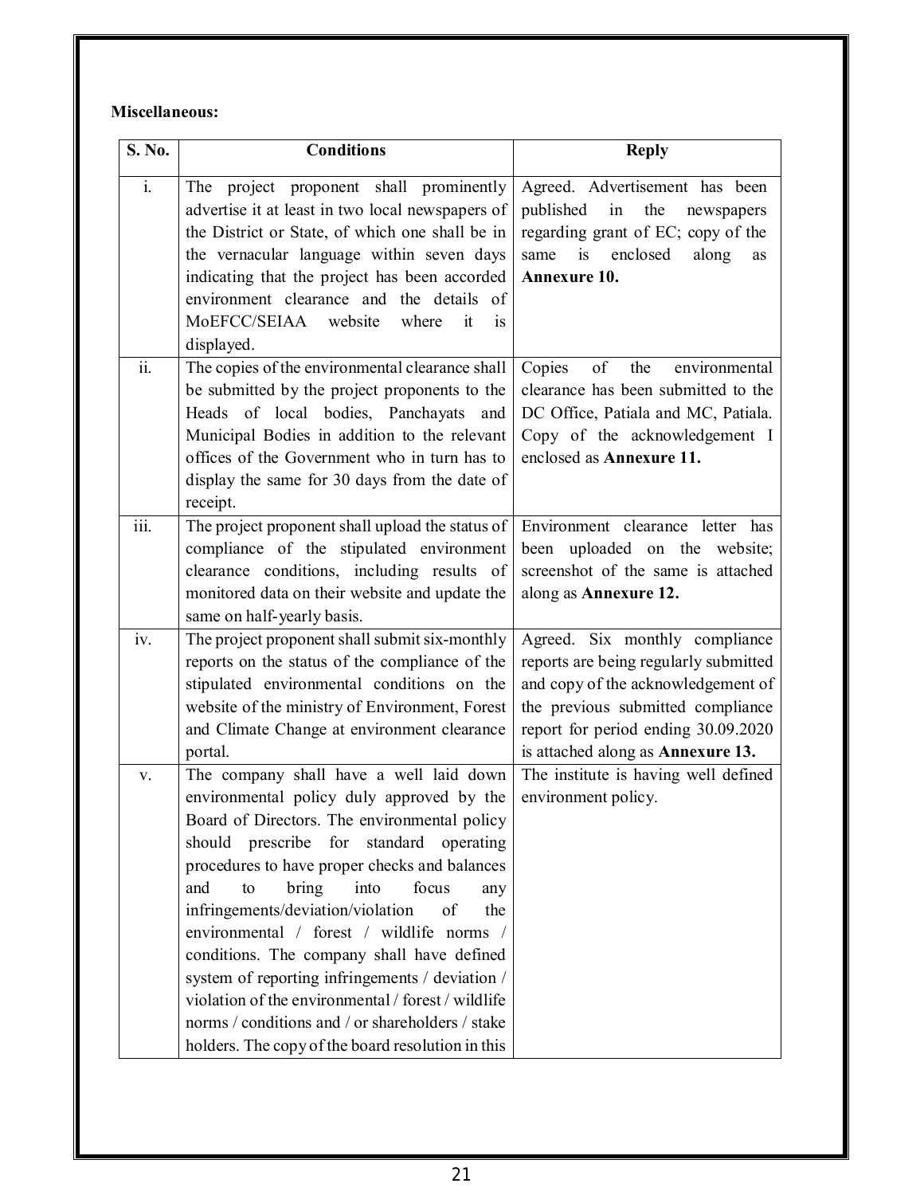**Miscellaneous:**

| S. No. | Conditions | Reply |
|---|---|---|
| i. | The project proponent shall prominently advertise it at least in two local newspapers of the District or State, of which one shall be in the vernacular language within seven days indicating that the project has been accorded environment clearance and the details of MoEFCC/SEIAA website where it is displayed. | Agreed. Advertisement has been published in the newspapers regarding grant of EC; copy of the same is enclosed along as **Annexure 10.** |
| ii. | The copies of the environmental clearance shall be submitted by the project proponents to the Heads of local bodies, Panchayats and Municipal Bodies in addition to the relevant offices of the Government who in turn has to display the same for 30 days from the date of receipt. | Copies of the environmental clearance has been submitted to the DC Office, Patiala and MC, Patiala. Copy of the acknowledgement I enclosed as **Annexure 11.** |
| iii. | The project proponent shall upload the status of compliance of the stipulated environment clearance conditions, including results of monitored data on their website and update the same on half-yearly basis. | Environment clearance letter has been uploaded on the website; screenshot of the same is attached along as **Annexure 12.** |
| iv. | The project proponent shall submit six-monthly reports on the status of the compliance of the stipulated environmental conditions on the website of the ministry of Environment, Forest and Climate Change at environment clearance portal. | Agreed. Six monthly compliance reports are being regularly submitted and copy of the acknowledgement of the previous submitted compliance report for period ending 30.09.2020 is attached along as **Annexure 13.** |
| v. | The company shall have a well laid down environmental policy duly approved by the Board of Directors. The environmental policy should prescribe for standard operating procedures to have proper checks and balances and to bring into focus any infringements/deviation/violation of the environmental / forest / wildlife norms / conditions. The company shall have defined system of reporting infringements / deviation / violation of the environmental / forest / wildlife norms / conditions and / or shareholders / stake holders. The copy of the board resolution in this | The institute is having well defined environment policy. |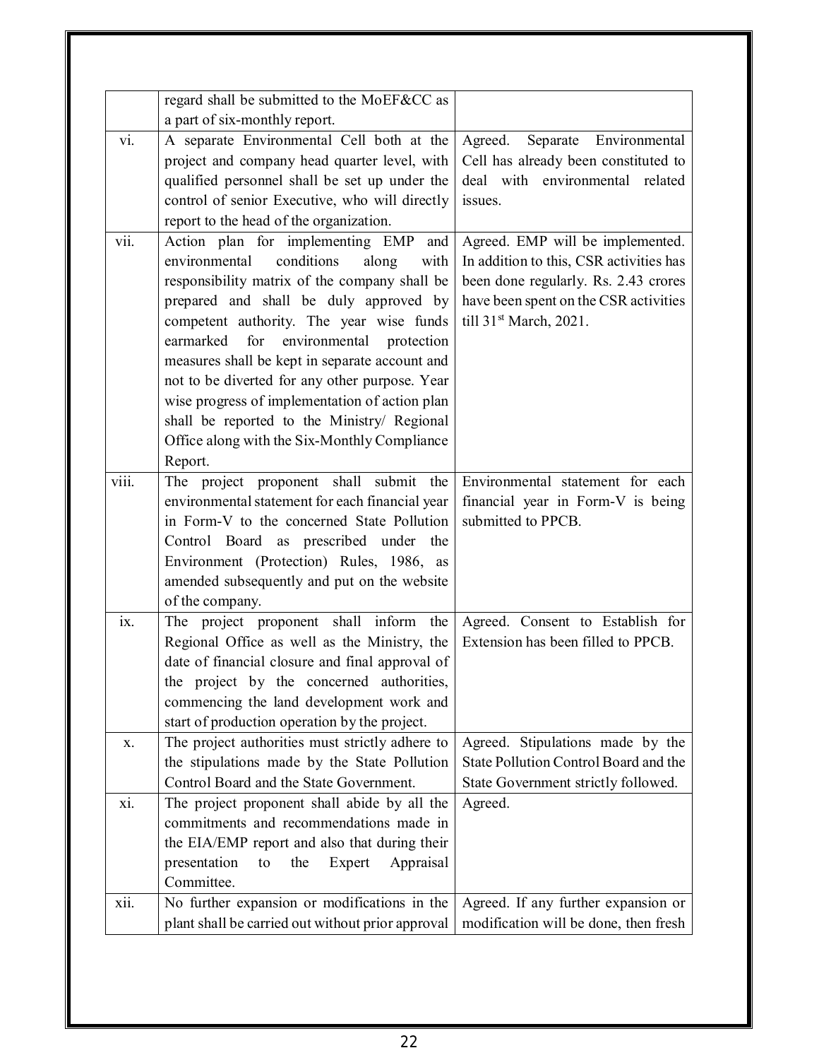| | | |
|---|---|---|
| | regard shall be submitted to the MoEF&CC as a part of six-monthly report. | |
| vi. | A separate Environmental Cell both at the project and company head quarter level, with qualified personnel shall be set up under the control of senior Executive, who will directly report to the head of the organization. | Agreed. Separate Environmental Cell has already been constituted to deal with environmental related issues. |
| vii. | Action plan for implementing EMP and environmental conditions along with responsibility matrix of the company shall be prepared and shall be duly approved by competent authority. The year wise funds earmarked for environmental protection measures shall be kept in separate account and not to be diverted for any other purpose. Year wise progress of implementation of action plan shall be reported to the Ministry/ Regional Office along with the Six-Monthly Compliance Report. | Agreed. EMP will be implemented. In addition to this, CSR activities has been done regularly. Rs. 2.43 crores have been spent on the CSR activities till 31st March, 2021. |
| viii. | The project proponent shall submit the environmental statement for each financial year in Form-V to the concerned State Pollution Control Board as prescribed under the Environment (Protection) Rules, 1986, as amended subsequently and put on the website of the company. | Environmental statement for each financial year in Form-V is being submitted to PPCB. |
| ix. | The project proponent shall inform the Regional Office as well as the Ministry, the date of financial closure and final approval of the project by the concerned authorities, commencing the land development work and start of production operation by the project. | Agreed. Consent to Establish for Extension has been filled to PPCB. |
| x. | The project authorities must strictly adhere to the stipulations made by the State Pollution Control Board and the State Government. | Agreed. Stipulations made by the State Pollution Control Board and the State Government strictly followed. |
| xi. | The project proponent shall abide by all the commitments and recommendations made in the EIA/EMP report and also that during their presentation to the Expert Appraisal Committee. | Agreed. |
| xii. | No further expansion or modifications in the plant shall be carried out without prior approval | Agreed. If any further expansion or modification will be done, then fresh |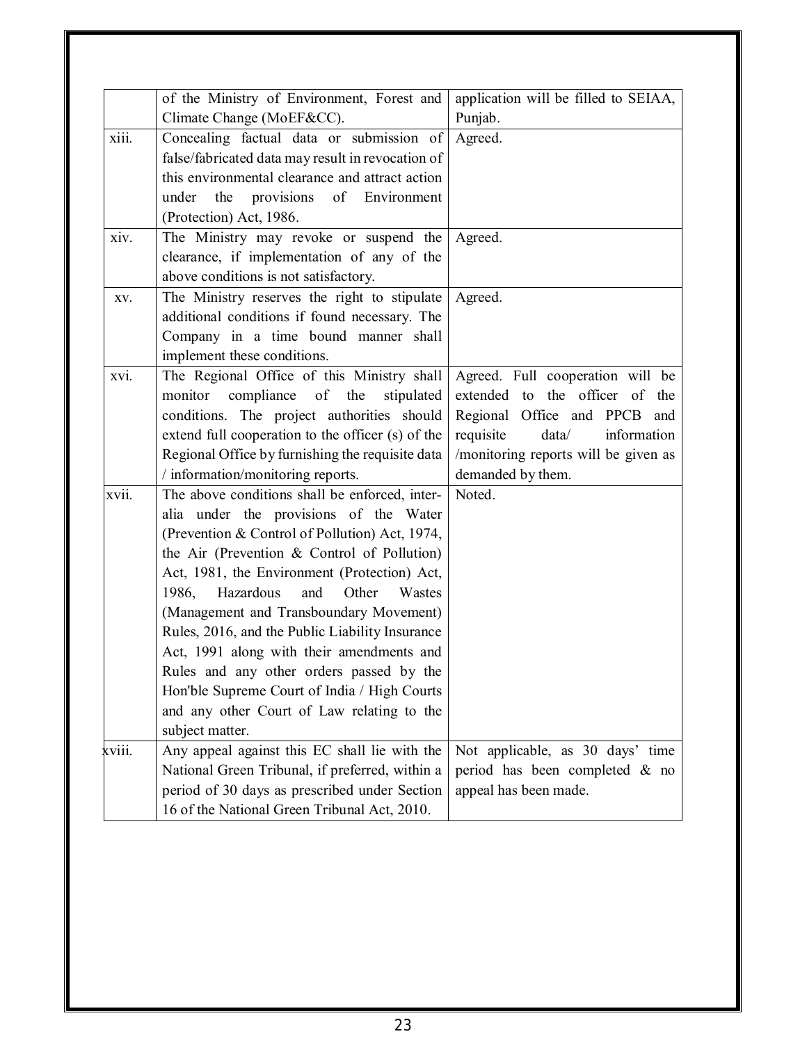| | | |
|---|---|---|
| | of the Ministry of Environment, Forest and Climate Change (MoEF&CC). | application will be filled to SEIAA, Punjab. |
| xiii. | Concealing factual data or submission of false/fabricated data may result in revocation of this environmental clearance and attract action under the provisions of Environment (Protection) Act, 1986. | Agreed. |
| xiv. | The Ministry may revoke or suspend the clearance, if implementation of any of the above conditions is not satisfactory. | Agreed. |
| xv. | The Ministry reserves the right to stipulate additional conditions if found necessary. The Company in a time bound manner shall implement these conditions. | Agreed. |
| xvi. | The Regional Office of this Ministry shall monitor compliance of the stipulated conditions. The project authorities should extend full cooperation to the officer (s) of the Regional Office by furnishing the requisite data / information/monitoring reports. | Agreed. Full cooperation will be extended to the officer of the Regional Office and PPCB and requisite data/ information /monitoring reports will be given as demanded by them. |
| xvii. | The above conditions shall be enforced, inter-alia under the provisions of the Water (Prevention & Control of Pollution) Act, 1974, the Air (Prevention & Control of Pollution) Act, 1981, the Environment (Protection) Act, 1986, Hazardous and Other Wastes (Management and Transboundary Movement) Rules, 2016, and the Public Liability Insurance Act, 1991 along with their amendments and Rules and any other orders passed by the Hon'ble Supreme Court of India / High Courts and any other Court of Law relating to the subject matter. | Noted. |
| xviii. | Any appeal against this EC shall lie with the National Green Tribunal, if preferred, within a period of 30 days as prescribed under Section 16 of the National Green Tribunal Act, 2010. | Not applicable, as 30 days' time period has been completed & no appeal has been made. |